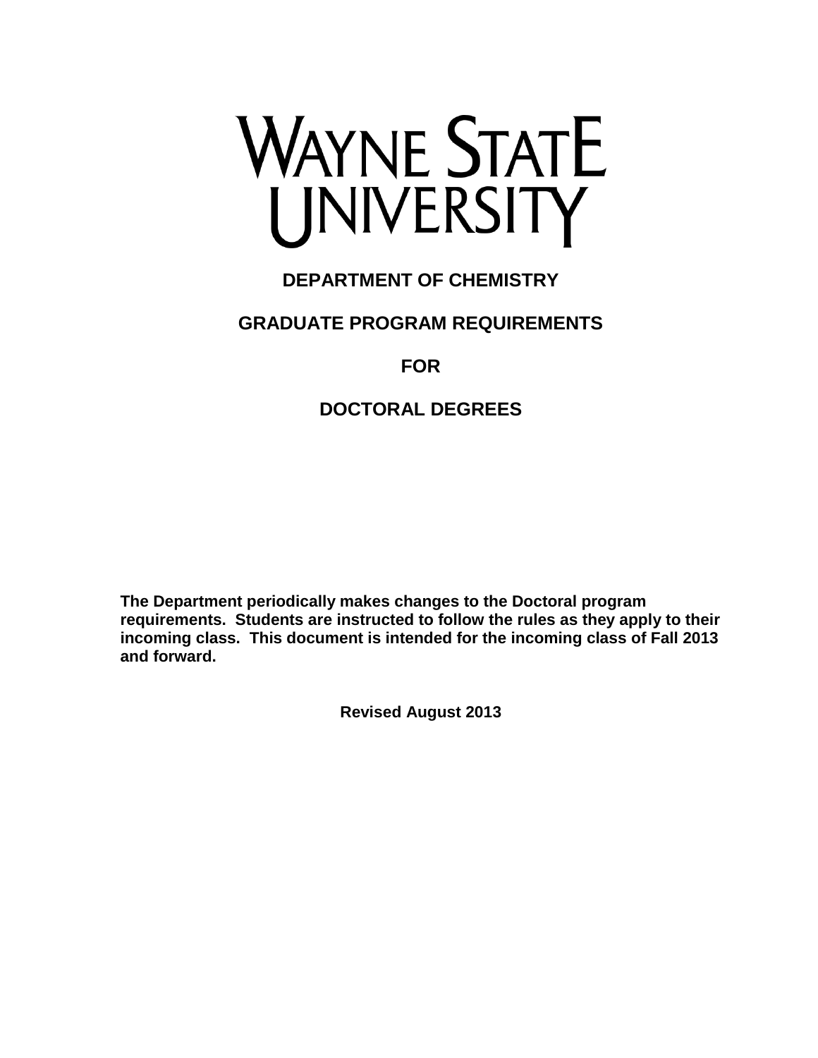# WAYNE STATE UNIVERSITY

## DEPARTMENT OF CHEMISTRY

## GRADUATE PROGRAM REQUIREMENTS

## FOR

## DOCTORAL DEGREES

**The Department periodically makes changes to the Doctoral program requirements. Students are instructed to follow the rules as they apply to their incoming class. This document is intended for the incoming class of Fall 2013 and forward.**

**Revised August 2013**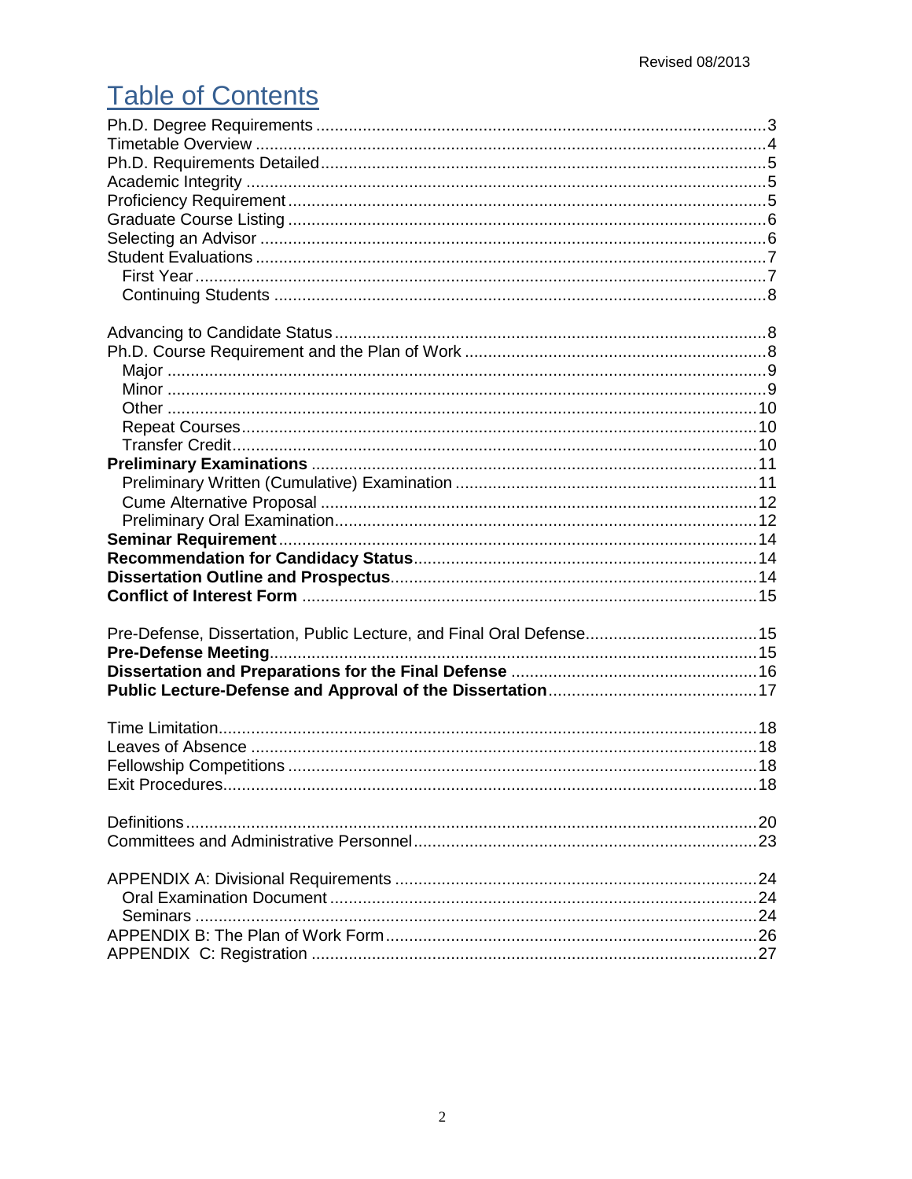Revised 08/2013

# Table of Contents

Ph.D. Degree Requirements ....................................................................................................3
Timetable Overview ................................................................................................................4
Ph.D. Requirements Detailed..................................................................................................5
Academic Integrity ..................................................................................................................5
Proficiency Requirement .........................................................................................................5
Graduate Course Listing .........................................................................................................6
Selecting an Advisor ...............................................................................................................6
Student Evaluations ................................................................................................................7
  First Year ...........................................................................................................................7
  Continuing Students ..........................................................................................................8

Advancing to Candidate Status ...............................................................................................8
Ph.D. Course Requirement and the Plan of Work ..................................................................8
  Major .................................................................................................................................9
  Minor .................................................................................................................................9
  Other ................................................................................................................................10
  Repeat Courses................................................................................................................10
  Transfer Credit..................................................................................................................10
**Preliminary Examinations** ..................................................................................................11
  Preliminary Written (Cumulative) Examination ..................................................................11
  Cume Alternative Proposal ...............................................................................................12
  Preliminary Oral Examination............................................................................................12
**Seminar Requirement**........................................................................................................14
**Recommendation for Candidacy Status**...........................................................................14
**Dissertation Outline and Prospectus**.................................................................................14
**Conflict of Interest Form** ...................................................................................................15

Pre-Defense, Dissertation, Public Lecture, and Final Oral Defense.......................................15
**Pre-Defense Meeting**..........................................................................................................15
**Dissertation and Preparations for the Final Defense** ........................................................16
**Public Lecture-Defense and Approval of the Dissertation**..................................................17

Time Limitation......................................................................................................................18
Leaves of Absence ...............................................................................................................18
Fellowship Competitions .......................................................................................................18
Exit Procedures.....................................................................................................................18

Definitions .............................................................................................................................20
Committees and Administrative Personnel............................................................................23

APPENDIX A: Divisional Requirements ................................................................................24
  Oral Examination Document ............................................................................................24
  Seminars ..........................................................................................................................24
APPENDIX B: The Plan of Work Form..................................................................................26
APPENDIX C: Registration ..................................................................................................27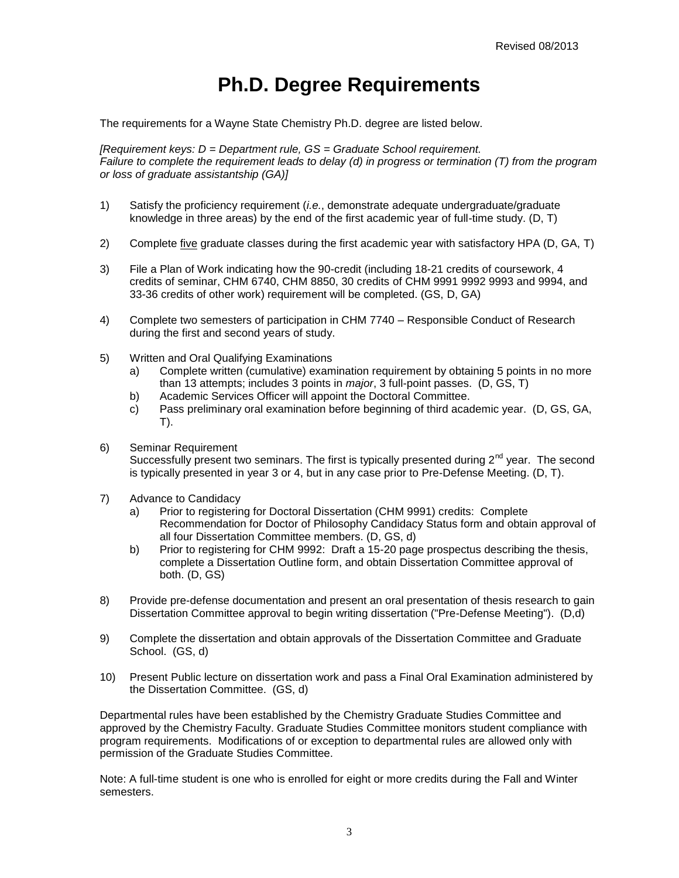Revised 08/2013

# Ph.D. Degree Requirements

The requirements for a Wayne State Chemistry Ph.D. degree are listed below.

*[Requirement keys: D = Department rule, GS = Graduate School requirement. Failure to complete the requirement leads to delay (d) in progress or termination (T) from the program or loss of graduate assistantship (GA)]*

1) Satisfy the proficiency requirement (*i.e.*, demonstrate adequate undergraduate/graduate knowledge in three areas) by the end of the first academic year of full-time study. (D, T)

2) Complete <u>five</u> graduate classes during the first academic year with satisfactory HPA (D, GA, T)

3) File a Plan of Work indicating how the 90-credit (including 18-21 credits of coursework, 4 credits of seminar, CHM 6740, CHM 8850, 30 credits of CHM 9991 9992 9993 and 9994, and 33-36 credits of other work) requirement will be completed. (GS, D, GA)

4) Complete two semesters of participation in CHM 7740 – Responsible Conduct of Research during the first and second years of study.

5) Written and Oral Qualifying Examinations
   a) Complete written (cumulative) examination requirement by obtaining 5 points in no more than 13 attempts; includes 3 points in *major*, 3 full-point passes. (D, GS, T)
   b) Academic Services Officer will appoint the Doctoral Committee.
   c) Pass preliminary oral examination before beginning of third academic year. (D, GS, GA, T).

6) Seminar Requirement
   Successfully present two seminars. The first is typically presented during 2nd year. The second is typically presented in year 3 or 4, but in any case prior to Pre-Defense Meeting. (D, T).

7) Advance to Candidacy
   a) Prior to registering for Doctoral Dissertation (CHM 9991) credits: Complete Recommendation for Doctor of Philosophy Candidacy Status form and obtain approval of all four Dissertation Committee members. (D, GS, d)
   b) Prior to registering for CHM 9992: Draft a 15-20 page prospectus describing the thesis, complete a Dissertation Outline form, and obtain Dissertation Committee approval of both. (D, GS)

8) Provide pre-defense documentation and present an oral presentation of thesis research to gain Dissertation Committee approval to begin writing dissertation ("Pre-Defense Meeting"). (D,d)

9) Complete the dissertation and obtain approvals of the Dissertation Committee and Graduate School. (GS, d)

10) Present Public lecture on dissertation work and pass a Final Oral Examination administered by the Dissertation Committee. (GS, d)

Departmental rules have been established by the Chemistry Graduate Studies Committee and approved by the Chemistry Faculty. Graduate Studies Committee monitors student compliance with program requirements. Modifications of or exception to departmental rules are allowed only with permission of the Graduate Studies Committee.

Note: A full-time student is one who is enrolled for eight or more credits during the Fall and Winter semesters.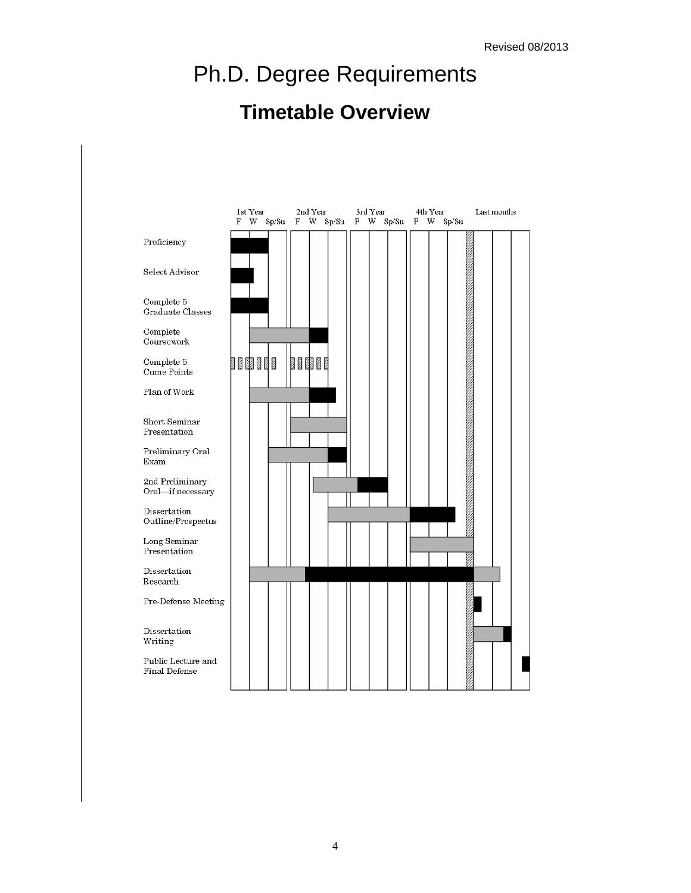# Ph.D. Degree Requirements

## Timetable Overview

| | 1st Year | | | 2nd Year | | | 3rd Year | | | 4th Year | | | Last months |
|---|---|---|---|---|---|---|---|---|---|---|---|---|---|
| | F | W | Sp/Su | F | W | Sp/Su | F | W | Sp/Su | F | W | Sp/Su | |
| Proficiency | | | | | | | | | | | | | |
| Select Advisor | | | | | | | | | | | | | |
| Complete 5 Graduate Classes | | | | | | | | | | | | | |
| Complete Coursework | | | | | | | | | | | | | |
| Complete 5 Cume Points | | | | | | | | | | | | | |
| Plan of Work | | | | | | | | | | | | | |
| Short Seminar Presentation | | | | | | | | | | | | | |
| Preliminary Oral Exam | | | | | | | | | | | | | |
| 2nd Preliminary Oral—if necessary | | | | | | | | | | | | | |
| Dissertation Outline/Prospectus | | | | | | | | | | | | | |
| Long Seminar Presentation | | | | | | | | | | | | | |
| Dissertation Research | | | | | | | | | | | | | |
| Pre-Defense Meeting | | | | | | | | | | | | | |
| Dissertation Writing | | | | | | | | | | | | | |
| Public Lecture and Final Defense | | | | | | | | | | | | | |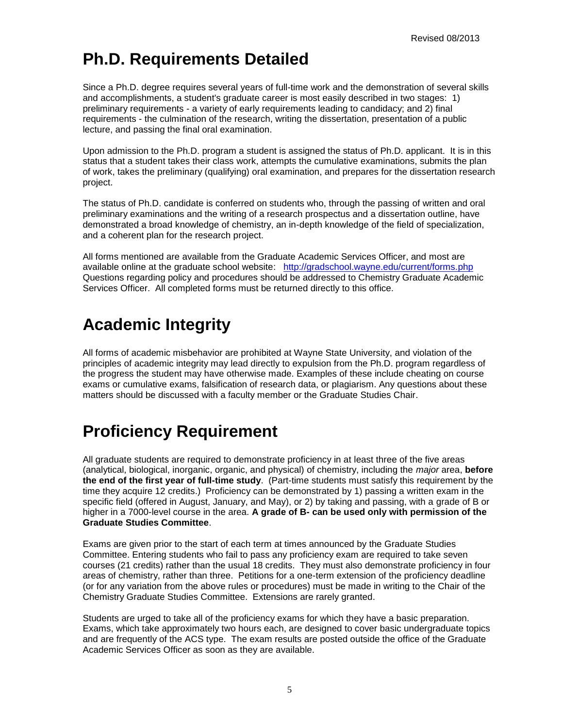Revised 08/2013

# Ph.D. Requirements Detailed

Since a Ph.D. degree requires several years of full-time work and the demonstration of several skills and accomplishments, a student's graduate career is most easily described in two stages: 1) preliminary requirements - a variety of early requirements leading to candidacy; and 2) final requirements - the culmination of the research, writing the dissertation, presentation of a public lecture, and passing the final oral examination.

Upon admission to the Ph.D. program a student is assigned the status of Ph.D. applicant. It is in this status that a student takes their class work, attempts the cumulative examinations, submits the plan of work, takes the preliminary (qualifying) oral examination, and prepares for the dissertation research project.

The status of Ph.D. candidate is conferred on students who, through the passing of written and oral preliminary examinations and the writing of a research prospectus and a dissertation outline, have demonstrated a broad knowledge of chemistry, an in-depth knowledge of the field of specialization, and a coherent plan for the research project.

All forms mentioned are available from the Graduate Academic Services Officer, and most are available online at the graduate school website: http://gradschool.wayne.edu/current/forms.php Questions regarding policy and procedures should be addressed to Chemistry Graduate Academic Services Officer. All completed forms must be returned directly to this office.

# Academic Integrity

All forms of academic misbehavior are prohibited at Wayne State University, and violation of the principles of academic integrity may lead directly to expulsion from the Ph.D. program regardless of the progress the student may have otherwise made. Examples of these include cheating on course exams or cumulative exams, falsification of research data, or plagiarism. Any questions about these matters should be discussed with a faculty member or the Graduate Studies Chair.

# Proficiency Requirement

All graduate students are required to demonstrate proficiency in at least three of the five areas (analytical, biological, inorganic, organic, and physical) of chemistry, including the *major* area, **before the end of the first year of full-time study**. (Part-time students must satisfy this requirement by the time they acquire 12 credits.) Proficiency can be demonstrated by 1) passing a written exam in the specific field (offered in August, January, and May), or 2) by taking and passing, with a grade of B or higher in a 7000-level course in the area. **A grade of B- can be used only with permission of the Graduate Studies Committee**.

Exams are given prior to the start of each term at times announced by the Graduate Studies Committee. Entering students who fail to pass any proficiency exam are required to take seven courses (21 credits) rather than the usual 18 credits. They must also demonstrate proficiency in four areas of chemistry, rather than three. Petitions for a one-term extension of the proficiency deadline (or for any variation from the above rules or procedures) must be made in writing to the Chair of the Chemistry Graduate Studies Committee. Extensions are rarely granted.

Students are urged to take all of the proficiency exams for which they have a basic preparation. Exams, which take approximately two hours each, are designed to cover basic undergraduate topics and are frequently of the ACS type. The exam results are posted outside the office of the Graduate Academic Services Officer as soon as they are available.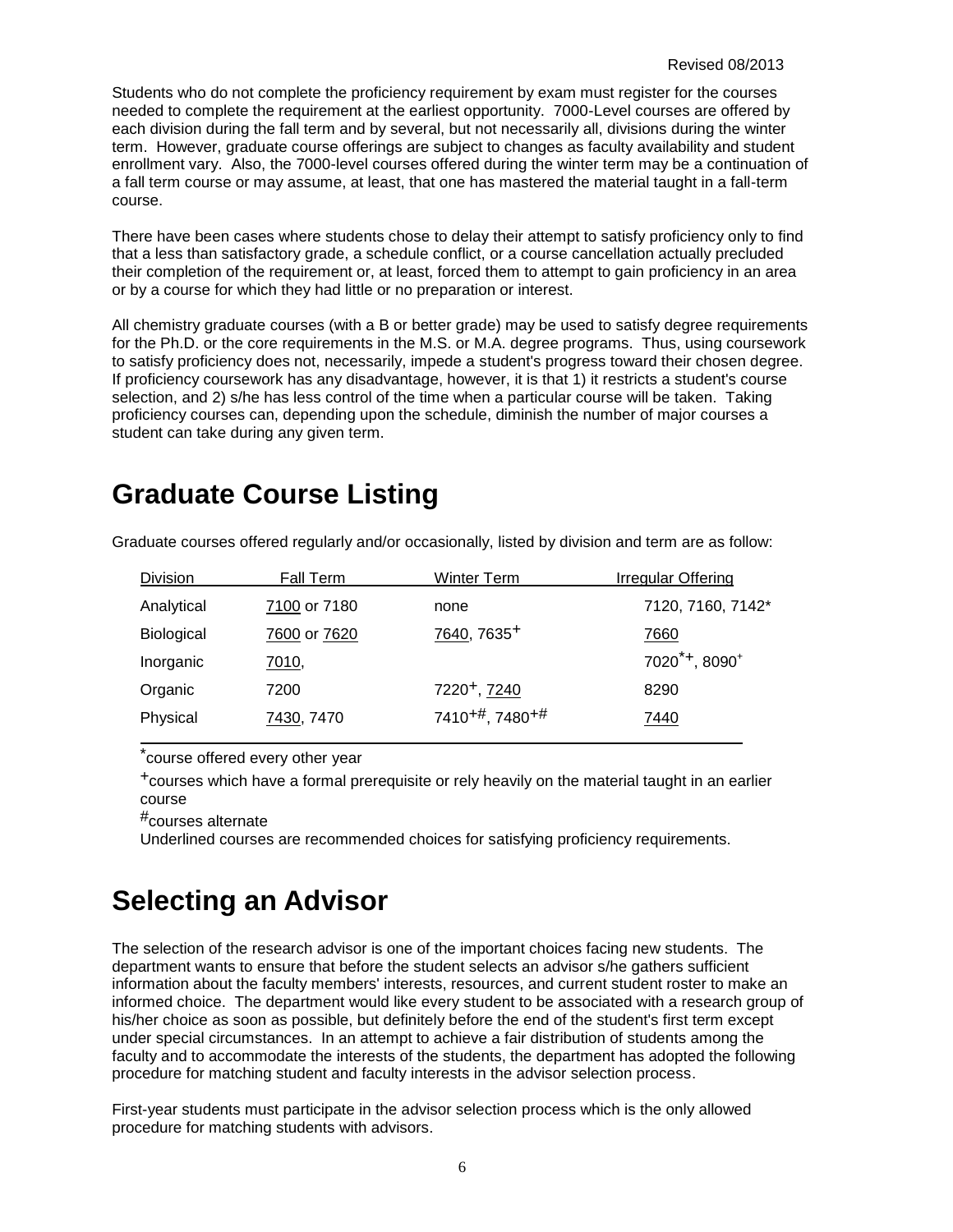Students who do not complete the proficiency requirement by exam must register for the courses needed to complete the requirement at the earliest opportunity. 7000-Level courses are offered by each division during the fall term and by several, but not necessarily all, divisions during the winter term. However, graduate course offerings are subject to changes as faculty availability and student enrollment vary. Also, the 7000-level courses offered during the winter term may be a continuation of a fall term course or may assume, at least, that one has mastered the material taught in a fall-term course.

There have been cases where students chose to delay their attempt to satisfy proficiency only to find that a less than satisfactory grade, a schedule conflict, or a course cancellation actually precluded their completion of the requirement or, at least, forced them to attempt to gain proficiency in an area or by a course for which they had little or no preparation or interest.

All chemistry graduate courses (with a B or better grade) may be used to satisfy degree requirements for the Ph.D. or the core requirements in the M.S. or M.A. degree programs. Thus, using coursework to satisfy proficiency does not, necessarily, impede a student's progress toward their chosen degree. If proficiency coursework has any disadvantage, however, it is that 1) it restricts a student's course selection, and 2) s/he has less control of the time when a particular course will be taken. Taking proficiency courses can, depending upon the schedule, diminish the number of major courses a student can take during any given term.

# Graduate Course Listing

Graduate courses offered regularly and/or occasionally, listed by division and term are as follow:

| Division | Fall Term | Winter Term | Irregular Offering |
|---|---|---|---|
| Analytical | <u>7100</u> or 7180 | none | 7120, 7160, 7142* |
| Biological | <u>7600</u> or <u>7620</u> | <u>7640</u>, 7635+ | <u>7660</u> |
| Inorganic | <u>7010</u>, | | 7020*+, 8090+ |
| Organic | 7200 | 7220+, <u>7240</u> | 8290 |
| Physical | <u>7430</u>, 7470 | 7410+#, 7480+# | <u>7440</u> |

*course offered every other year

+courses which have a formal prerequisite or rely heavily on the material taught in an earlier course

#courses alternate

Underlined courses are recommended choices for satisfying proficiency requirements.

# Selecting an Advisor

The selection of the research advisor is one of the important choices facing new students. The department wants to ensure that before the student selects an advisor s/he gathers sufficient information about the faculty members' interests, resources, and current student roster to make an informed choice. The department would like every student to be associated with a research group of his/her choice as soon as possible, but definitely before the end of the student's first term except under special circumstances. In an attempt to achieve a fair distribution of students among the faculty and to accommodate the interests of the students, the department has adopted the following procedure for matching student and faculty interests in the advisor selection process.

First-year students must participate in the advisor selection process which is the only allowed procedure for matching students with advisors.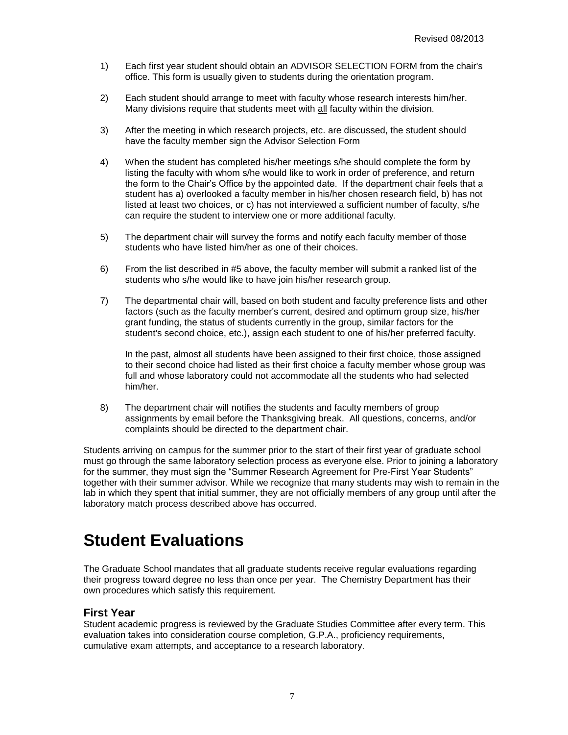1) Each first year student should obtain an ADVISOR SELECTION FORM from the chair's office. This form is usually given to students during the orientation program.

2) Each student should arrange to meet with faculty whose research interests him/her. Many divisions require that students meet with all faculty within the division.

3) After the meeting in which research projects, etc. are discussed, the student should have the faculty member sign the Advisor Selection Form

4) When the student has completed his/her meetings s/he should complete the form by listing the faculty with whom s/he would like to work in order of preference, and return the form to the Chair's Office by the appointed date. If the department chair feels that a student has a) overlooked a faculty member in his/her chosen research field, b) has not listed at least two choices, or c) has not interviewed a sufficient number of faculty, s/he can require the student to interview one or more additional faculty.

5) The department chair will survey the forms and notify each faculty member of those students who have listed him/her as one of their choices.

6) From the list described in #5 above, the faculty member will submit a ranked list of the students who s/he would like to have join his/her research group.

7) The departmental chair will, based on both student and faculty preference lists and other factors (such as the faculty member's current, desired and optimum group size, his/her grant funding, the status of students currently in the group, similar factors for the student's second choice, etc.), assign each student to one of his/her preferred faculty.

   In the past, almost all students have been assigned to their first choice, those assigned to their second choice had listed as their first choice a faculty member whose group was full and whose laboratory could not accommodate all the students who had selected him/her.

8) The department chair will notifies the students and faculty members of group assignments by email before the Thanksgiving break. All questions, concerns, and/or complaints should be directed to the department chair.

Students arriving on campus for the summer prior to the start of their first year of graduate school must go through the same laboratory selection process as everyone else. Prior to joining a laboratory for the summer, they must sign the "Summer Research Agreement for Pre-First Year Students" together with their summer advisor. While we recognize that many students may wish to remain in the lab in which they spent that initial summer, they are not officially members of any group until after the laboratory match process described above has occurred.

# Student Evaluations

The Graduate School mandates that all graduate students receive regular evaluations regarding their progress toward degree no less than once per year. The Chemistry Department has their own procedures which satisfy this requirement.

## First Year

Student academic progress is reviewed by the Graduate Studies Committee after every term. This evaluation takes into consideration course completion, G.P.A., proficiency requirements, cumulative exam attempts, and acceptance to a research laboratory.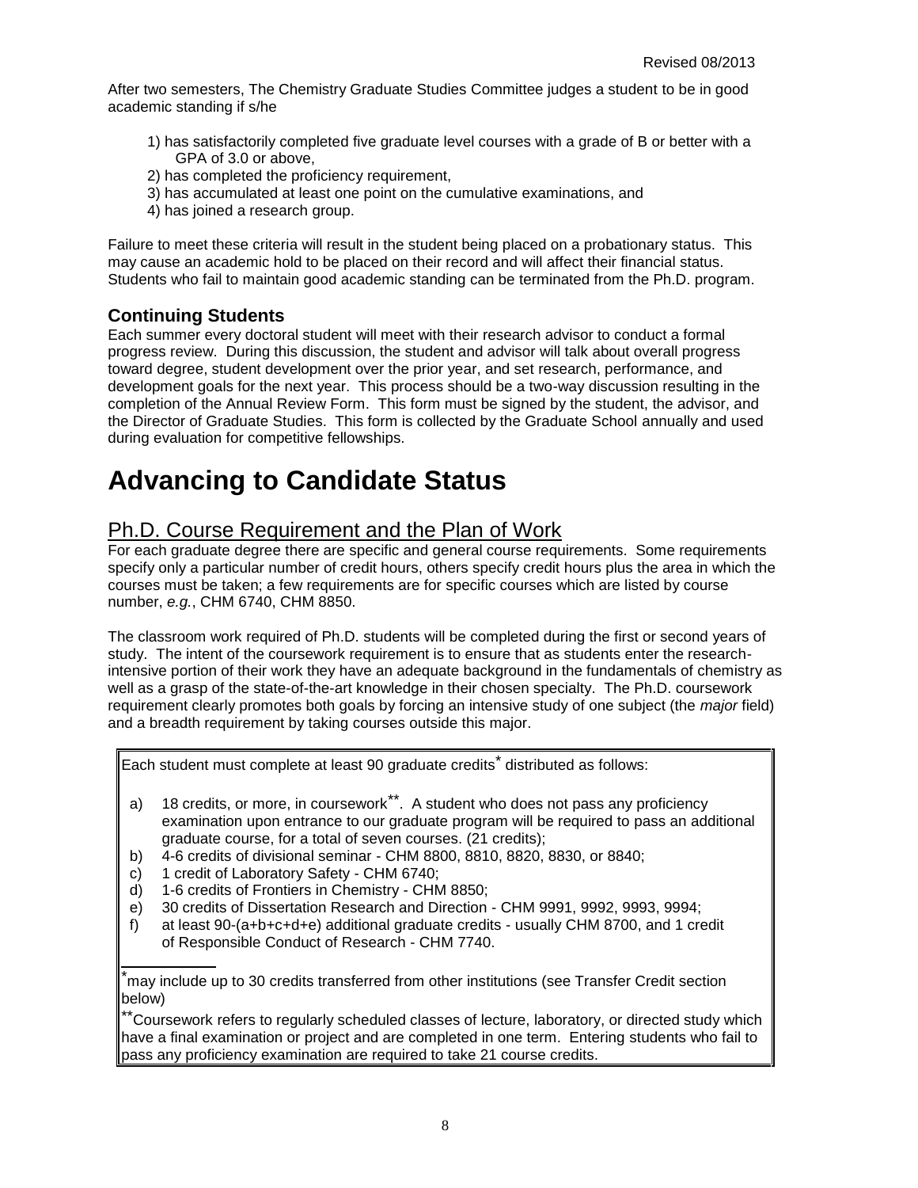After two semesters, The Chemistry Graduate Studies Committee judges a student to be in good academic standing if s/he

1) has satisfactorily completed five graduate level courses with a grade of B or better with a GPA of 3.0 or above,
2) has completed the proficiency requirement,
3) has accumulated at least one point on the cumulative examinations, and
4) has joined a research group.

Failure to meet these criteria will result in the student being placed on a probationary status. This may cause an academic hold to be placed on their record and will affect their financial status. Students who fail to maintain good academic standing can be terminated from the Ph.D. program.

### Continuing Students

Each summer every doctoral student will meet with their research advisor to conduct a formal progress review. During this discussion, the student and advisor will talk about overall progress toward degree, student development over the prior year, and set research, performance, and development goals for the next year. This process should be a two-way discussion resulting in the completion of the Annual Review Form. This form must be signed by the student, the advisor, and the Director of Graduate Studies. This form is collected by the Graduate School annually and used during evaluation for competitive fellowships.

# Advancing to Candidate Status

## Ph.D. Course Requirement and the Plan of Work

For each graduate degree there are specific and general course requirements. Some requirements specify only a particular number of credit hours, others specify credit hours plus the area in which the courses must be taken; a few requirements are for specific courses which are listed by course number, *e.g.*, CHM 6740, CHM 8850.

The classroom work required of Ph.D. students will be completed during the first or second years of study. The intent of the coursework requirement is to ensure that as students enter the research-intensive portion of their work they have an adequate background in the fundamentals of chemistry as well as a grasp of the state-of-the-art knowledge in their chosen specialty. The Ph.D. coursework requirement clearly promotes both goals by forcing an intensive study of one subject (the *major* field) and a breadth requirement by taking courses outside this major.

Each student must complete at least 90 graduate credits* distributed as follows:

a) 18 credits, or more, in coursework**. A student who does not pass any proficiency examination upon entrance to our graduate program will be required to pass an additional graduate course, for a total of seven courses. (21 credits);
b) 4-6 credits of divisional seminar - CHM 8800, 8810, 8820, 8830, or 8840;
c) 1 credit of Laboratory Safety - CHM 6740;
d) 1-6 credits of Frontiers in Chemistry - CHM 8850;
e) 30 credits of Dissertation Research and Direction - CHM 9991, 9992, 9993, 9994;
f) at least 90-(a+b+c+d+e) additional graduate credits - usually CHM 8700, and 1 credit of Responsible Conduct of Research - CHM 7740.

*may include up to 30 credits transferred from other institutions (see Transfer Credit section below)

**Coursework refers to regularly scheduled classes of lecture, laboratory, or directed study which have a final examination or project and are completed in one term. Entering students who fail to pass any proficiency examination are required to take 21 course credits.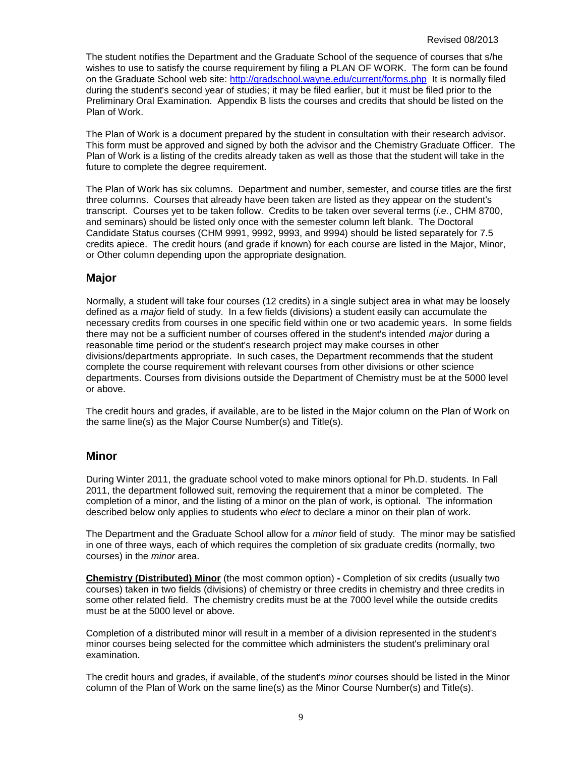The student notifies the Department and the Graduate School of the sequence of courses that s/he wishes to use to satisfy the course requirement by filing a PLAN OF WORK. The form can be found on the Graduate School web site: http://gradschool.wayne.edu/current/forms.php It is normally filed during the student's second year of studies; it may be filed earlier, but it must be filed prior to the Preliminary Oral Examination. Appendix B lists the courses and credits that should be listed on the Plan of Work.

The Plan of Work is a document prepared by the student in consultation with their research advisor. This form must be approved and signed by both the advisor and the Chemistry Graduate Officer. The Plan of Work is a listing of the credits already taken as well as those that the student will take in the future to complete the degree requirement.

The Plan of Work has six columns. Department and number, semester, and course titles are the first three columns. Courses that already have been taken are listed as they appear on the student's transcript. Courses yet to be taken follow. Credits to be taken over several terms (*i.e.*, CHM 8700, and seminars) should be listed only once with the semester column left blank. The Doctoral Candidate Status courses (CHM 9991, 9992, 9993, and 9994) should be listed separately for 7.5 credits apiece. The credit hours (and grade if known) for each course are listed in the Major, Minor, or Other column depending upon the appropriate designation.

## Major

Normally, a student will take four courses (12 credits) in a single subject area in what may be loosely defined as a *major* field of study. In a few fields (divisions) a student easily can accumulate the necessary credits from courses in one specific field within one or two academic years. In some fields there may not be a sufficient number of courses offered in the student's intended *major* during a reasonable time period or the student's research project may make courses in other divisions/departments appropriate. In such cases, the Department recommends that the student complete the course requirement with relevant courses from other divisions or other science departments. Courses from divisions outside the Department of Chemistry must be at the 5000 level or above.

The credit hours and grades, if available, are to be listed in the Major column on the Plan of Work on the same line(s) as the Major Course Number(s) and Title(s).

## Minor

During Winter 2011, the graduate school voted to make minors optional for Ph.D. students. In Fall 2011, the department followed suit, removing the requirement that a minor be completed. The completion of a minor, and the listing of a minor on the plan of work, is optional. The information described below only applies to students who *elect* to declare a minor on their plan of work.

The Department and the Graduate School allow for a *minor* field of study. The minor may be satisfied in one of three ways, each of which requires the completion of six graduate credits (normally, two courses) in the *minor* area.

**Chemistry (Distributed) Minor** (the most common option) **-** Completion of six credits (usually two courses) taken in two fields (divisions) of chemistry or three credits in chemistry and three credits in some other related field. The chemistry credits must be at the 7000 level while the outside credits must be at the 5000 level or above.

Completion of a distributed minor will result in a member of a division represented in the student's minor courses being selected for the committee which administers the student's preliminary oral examination.

The credit hours and grades, if available, of the student's *minor* courses should be listed in the Minor column of the Plan of Work on the same line(s) as the Minor Course Number(s) and Title(s).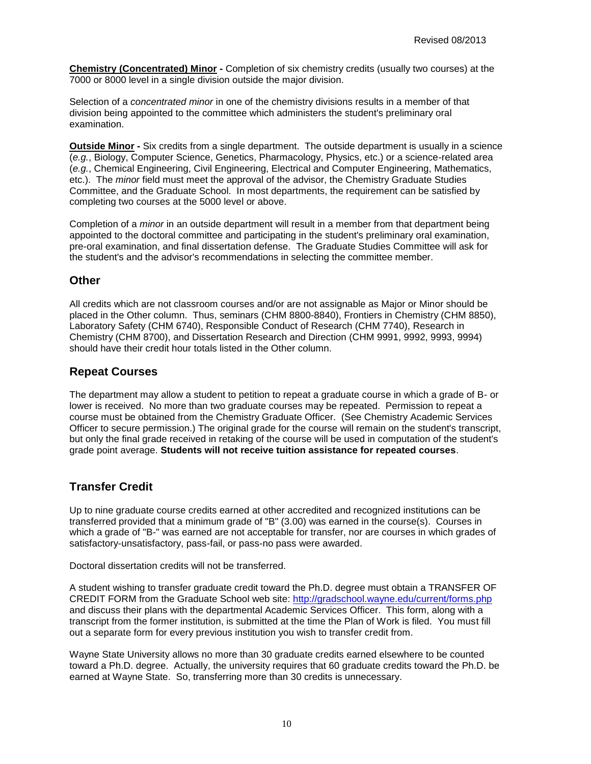**Chemistry (Concentrated) Minor -** Completion of six chemistry credits (usually two courses) at the 7000 or 8000 level in a single division outside the major division.

Selection of a *concentrated minor* in one of the chemistry divisions results in a member of that division being appointed to the committee which administers the student's preliminary oral examination.

**Outside Minor -** Six credits from a single department. The outside department is usually in a science (*e.g.*, Biology, Computer Science, Genetics, Pharmacology, Physics, etc.) or a science-related area (*e.g.*, Chemical Engineering, Civil Engineering, Electrical and Computer Engineering, Mathematics, etc.). The *minor* field must meet the approval of the advisor, the Chemistry Graduate Studies Committee, and the Graduate School. In most departments, the requirement can be satisfied by completing two courses at the 5000 level or above.

Completion of a *minor* in an outside department will result in a member from that department being appointed to the doctoral committee and participating in the student's preliminary oral examination, pre-oral examination, and final dissertation defense. The Graduate Studies Committee will ask for the student's and the advisor's recommendations in selecting the committee member.

## Other

All credits which are not classroom courses and/or are not assignable as Major or Minor should be placed in the Other column. Thus, seminars (CHM 8800-8840), Frontiers in Chemistry (CHM 8850), Laboratory Safety (CHM 6740), Responsible Conduct of Research (CHM 7740), Research in Chemistry (CHM 8700), and Dissertation Research and Direction (CHM 9991, 9992, 9993, 9994) should have their credit hour totals listed in the Other column.

## Repeat Courses

The department may allow a student to petition to repeat a graduate course in which a grade of B- or lower is received. No more than two graduate courses may be repeated. Permission to repeat a course must be obtained from the Chemistry Graduate Officer. (See Chemistry Academic Services Officer to secure permission.) The original grade for the course will remain on the student's transcript, but only the final grade received in retaking of the course will be used in computation of the student's grade point average. **Students will not receive tuition assistance for repeated courses**.

## Transfer Credit

Up to nine graduate course credits earned at other accredited and recognized institutions can be transferred provided that a minimum grade of "B" (3.00) was earned in the course(s). Courses in which a grade of "B-" was earned are not acceptable for transfer, nor are courses in which grades of satisfactory-unsatisfactory, pass-fail, or pass-no pass were awarded.

Doctoral dissertation credits will not be transferred.

A student wishing to transfer graduate credit toward the Ph.D. degree must obtain a TRANSFER OF CREDIT FORM from the Graduate School web site: http://gradschool.wayne.edu/current/forms.php and discuss their plans with the departmental Academic Services Officer. This form, along with a transcript from the former institution, is submitted at the time the Plan of Work is filed. You must fill out a separate form for every previous institution you wish to transfer credit from.

Wayne State University allows no more than 30 graduate credits earned elsewhere to be counted toward a Ph.D. degree. Actually, the university requires that 60 graduate credits toward the Ph.D. be earned at Wayne State. So, transferring more than 30 credits is unnecessary.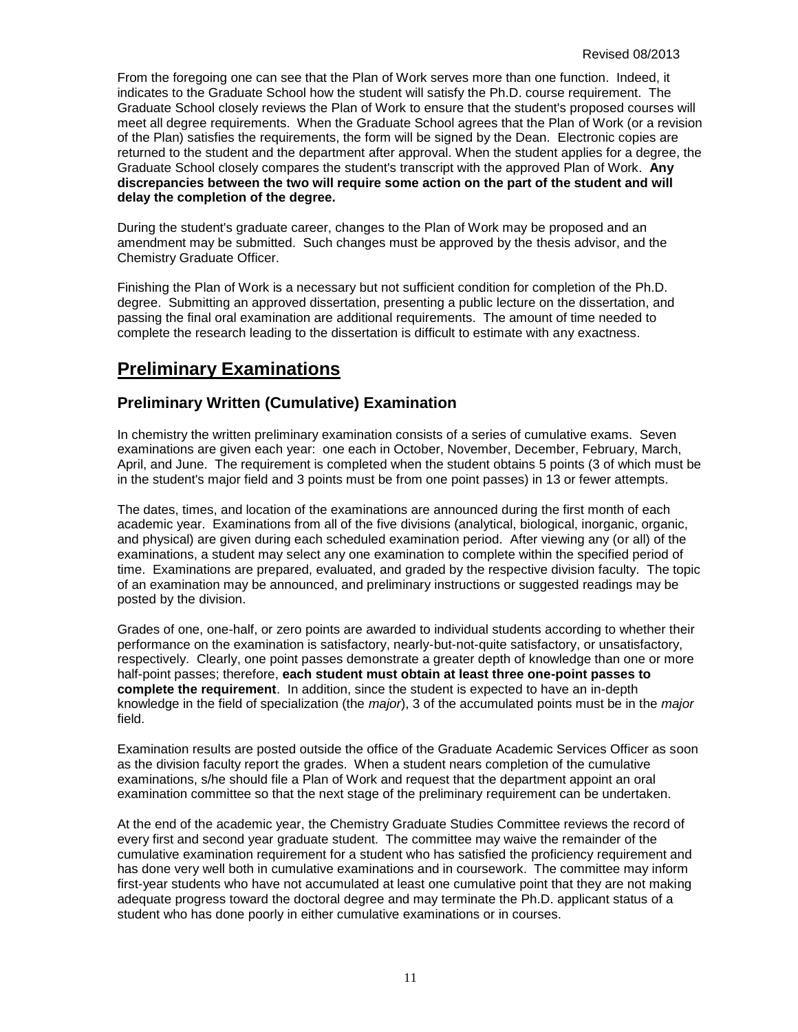From the foregoing one can see that the Plan of Work serves more than one function. Indeed, it indicates to the Graduate School how the student will satisfy the Ph.D. course requirement. The Graduate School closely reviews the Plan of Work to ensure that the student's proposed courses will meet all degree requirements. When the Graduate School agrees that the Plan of Work (or a revision of the Plan) satisfies the requirements, the form will be signed by the Dean. Electronic copies are returned to the student and the department after approval. When the student applies for a degree, the Graduate School closely compares the student's transcript with the approved Plan of Work. **Any discrepancies between the two will require some action on the part of the student and will delay the completion of the degree.**

During the student's graduate career, changes to the Plan of Work may be proposed and an amendment may be submitted. Such changes must be approved by the thesis advisor, and the Chemistry Graduate Officer.

Finishing the Plan of Work is a necessary but not sufficient condition for completion of the Ph.D. degree. Submitting an approved dissertation, presenting a public lecture on the dissertation, and passing the final oral examination are additional requirements. The amount of time needed to complete the research leading to the dissertation is difficult to estimate with any exactness.

# Preliminary Examinations

## Preliminary Written (Cumulative) Examination

In chemistry the written preliminary examination consists of a series of cumulative exams. Seven examinations are given each year: one each in October, November, December, February, March, April, and June. The requirement is completed when the student obtains 5 points (3 of which must be in the student's major field and 3 points must be from one point passes) in 13 or fewer attempts.

The dates, times, and location of the examinations are announced during the first month of each academic year. Examinations from all of the five divisions (analytical, biological, inorganic, organic, and physical) are given during each scheduled examination period. After viewing any (or all) of the examinations, a student may select any one examination to complete within the specified period of time. Examinations are prepared, evaluated, and graded by the respective division faculty. The topic of an examination may be announced, and preliminary instructions or suggested readings may be posted by the division.

Grades of one, one-half, or zero points are awarded to individual students according to whether their performance on the examination is satisfactory, nearly-but-not-quite satisfactory, or unsatisfactory, respectively. Clearly, one point passes demonstrate a greater depth of knowledge than one or more half-point passes; therefore, **each student must obtain at least three one-point passes to complete the requirement**. In addition, since the student is expected to have an in-depth knowledge in the field of specialization (the *major*), 3 of the accumulated points must be in the *major* field.

Examination results are posted outside the office of the Graduate Academic Services Officer as soon as the division faculty report the grades. When a student nears completion of the cumulative examinations, s/he should file a Plan of Work and request that the department appoint an oral examination committee so that the next stage of the preliminary requirement can be undertaken.

At the end of the academic year, the Chemistry Graduate Studies Committee reviews the record of every first and second year graduate student. The committee may waive the remainder of the cumulative examination requirement for a student who has satisfied the proficiency requirement and has done very well both in cumulative examinations and in coursework. The committee may inform first-year students who have not accumulated at least one cumulative point that they are not making adequate progress toward the doctoral degree and may terminate the Ph.D. applicant status of a student who has done poorly in either cumulative examinations or in courses.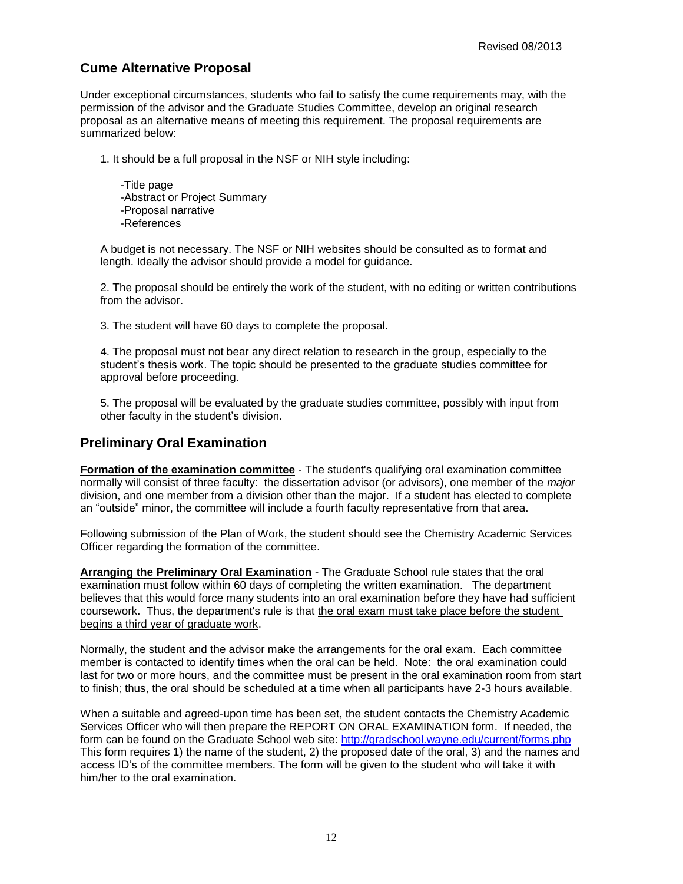Revised 08/2013

## Cume Alternative Proposal

Under exceptional circumstances, students who fail to satisfy the cume requirements may, with the permission of the advisor and the Graduate Studies Committee, develop an original research proposal as an alternative means of meeting this requirement. The proposal requirements are summarized below:

1. It should be a full proposal in the NSF or NIH style including:

    -Title page
    -Abstract or Project Summary
    -Proposal narrative
    -References

    A budget is not necessary. The NSF or NIH websites should be consulted as to format and length. Ideally the advisor should provide a model for guidance.

2. The proposal should be entirely the work of the student, with no editing or written contributions from the advisor.

3. The student will have 60 days to complete the proposal.

4. The proposal must not bear any direct relation to research in the group, especially to the student's thesis work. The topic should be presented to the graduate studies committee for approval before proceeding.

5. The proposal will be evaluated by the graduate studies committee, possibly with input from other faculty in the student's division.

## Preliminary Oral Examination

<u>**Formation of the examination committee**</u> - The student's qualifying oral examination committee normally will consist of three faculty: the dissertation advisor (or advisors), one member of the *major* division, and one member from a division other than the major. If a student has elected to complete an "outside" minor, the committee will include a fourth faculty representative from that area.

Following submission of the Plan of Work, the student should see the Chemistry Academic Services Officer regarding the formation of the committee.

<u>**Arranging the Preliminary Oral Examination**</u> - The Graduate School rule states that the oral examination must follow within 60 days of completing the written examination. The department believes that this would force many students into an oral examination before they have had sufficient coursework. Thus, the department's rule is that <u>the oral exam must take place before the student begins a third year of graduate work</u>.

Normally, the student and the advisor make the arrangements for the oral exam. Each committee member is contacted to identify times when the oral can be held. Note: the oral examination could last for two or more hours, and the committee must be present in the oral examination room from start to finish; thus, the oral should be scheduled at a time when all participants have 2-3 hours available.

When a suitable and agreed-upon time has been set, the student contacts the Chemistry Academic Services Officer who will then prepare the REPORT ON ORAL EXAMINATION form. If needed, the form can be found on the Graduate School web site: http://gradschool.wayne.edu/current/forms.php This form requires 1) the name of the student, 2) the proposed date of the oral, 3) and the names and access ID's of the committee members. The form will be given to the student who will take it with him/her to the oral examination.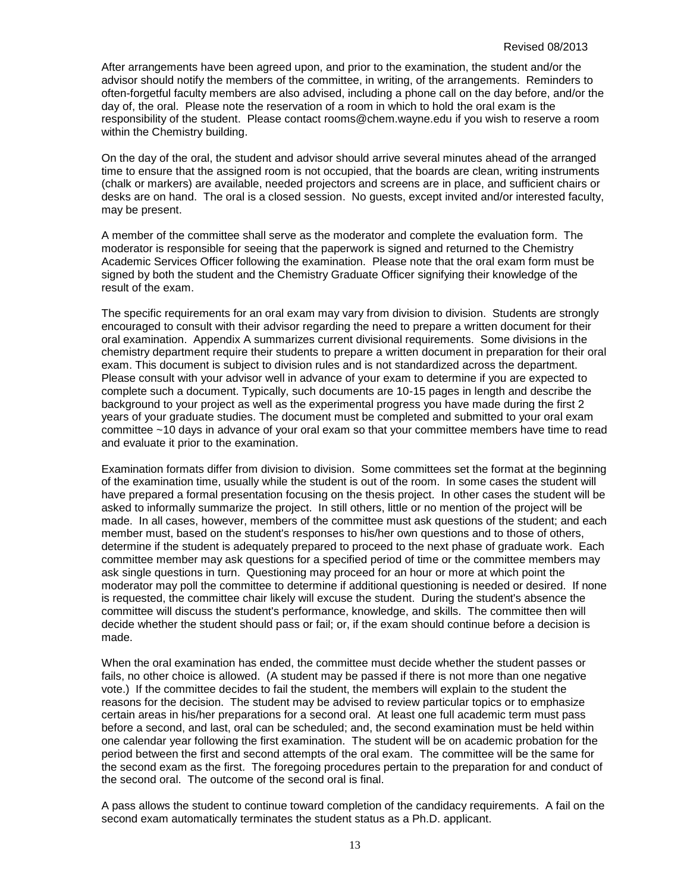After arrangements have been agreed upon, and prior to the examination, the student and/or the advisor should notify the members of the committee, in writing, of the arrangements. Reminders to often-forgetful faculty members are also advised, including a phone call on the day before, and/or the day of, the oral. Please note the reservation of a room in which to hold the oral exam is the responsibility of the student. Please contact rooms@chem.wayne.edu if you wish to reserve a room within the Chemistry building.

On the day of the oral, the student and advisor should arrive several minutes ahead of the arranged time to ensure that the assigned room is not occupied, that the boards are clean, writing instruments (chalk or markers) are available, needed projectors and screens are in place, and sufficient chairs or desks are on hand. The oral is a closed session. No guests, except invited and/or interested faculty, may be present.

A member of the committee shall serve as the moderator and complete the evaluation form. The moderator is responsible for seeing that the paperwork is signed and returned to the Chemistry Academic Services Officer following the examination. Please note that the oral exam form must be signed by both the student and the Chemistry Graduate Officer signifying their knowledge of the result of the exam.

The specific requirements for an oral exam may vary from division to division. Students are strongly encouraged to consult with their advisor regarding the need to prepare a written document for their oral examination. Appendix A summarizes current divisional requirements. Some divisions in the chemistry department require their students to prepare a written document in preparation for their oral exam. This document is subject to division rules and is not standardized across the department. Please consult with your advisor well in advance of your exam to determine if you are expected to complete such a document. Typically, such documents are 10-15 pages in length and describe the background to your project as well as the experimental progress you have made during the first 2 years of your graduate studies. The document must be completed and submitted to your oral exam committee ~10 days in advance of your oral exam so that your committee members have time to read and evaluate it prior to the examination.

Examination formats differ from division to division. Some committees set the format at the beginning of the examination time, usually while the student is out of the room. In some cases the student will have prepared a formal presentation focusing on the thesis project. In other cases the student will be asked to informally summarize the project. In still others, little or no mention of the project will be made. In all cases, however, members of the committee must ask questions of the student; and each member must, based on the student's responses to his/her own questions and to those of others, determine if the student is adequately prepared to proceed to the next phase of graduate work. Each committee member may ask questions for a specified period of time or the committee members may ask single questions in turn. Questioning may proceed for an hour or more at which point the moderator may poll the committee to determine if additional questioning is needed or desired. If none is requested, the committee chair likely will excuse the student. During the student's absence the committee will discuss the student's performance, knowledge, and skills. The committee then will decide whether the student should pass or fail; or, if the exam should continue before a decision is made.

When the oral examination has ended, the committee must decide whether the student passes or fails, no other choice is allowed. (A student may be passed if there is not more than one negative vote.) If the committee decides to fail the student, the members will explain to the student the reasons for the decision. The student may be advised to review particular topics or to emphasize certain areas in his/her preparations for a second oral. At least one full academic term must pass before a second, and last, oral can be scheduled; and, the second examination must be held within one calendar year following the first examination. The student will be on academic probation for the period between the first and second attempts of the oral exam. The committee will be the same for the second exam as the first. The foregoing procedures pertain to the preparation for and conduct of the second oral. The outcome of the second oral is final.

A pass allows the student to continue toward completion of the candidacy requirements. A fail on the second exam automatically terminates the student status as a Ph.D. applicant.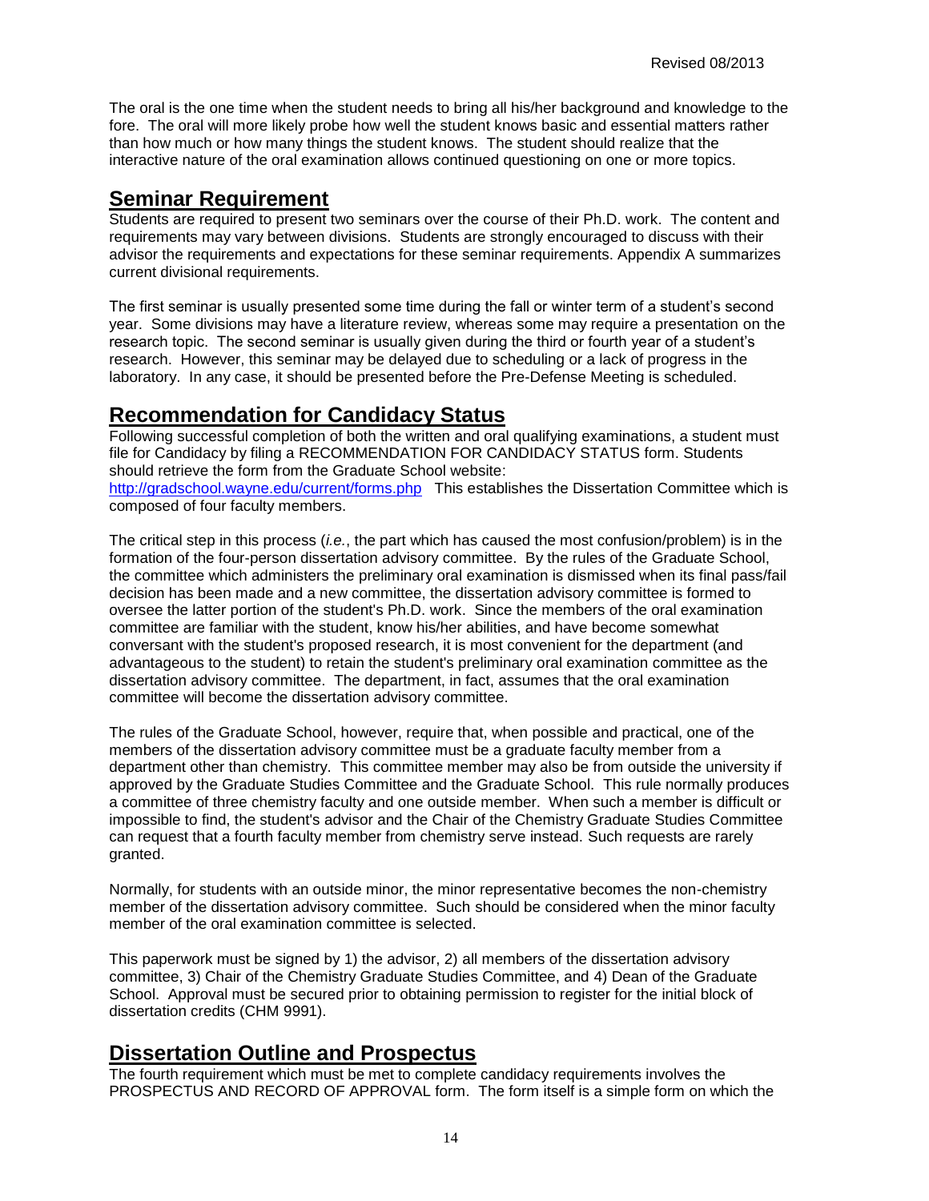The oral is the one time when the student needs to bring all his/her background and knowledge to the fore. The oral will more likely probe how well the student knows basic and essential matters rather than how much or how many things the student knows. The student should realize that the interactive nature of the oral examination allows continued questioning on one or more topics.

## Seminar Requirement

Students are required to present two seminars over the course of their Ph.D. work. The content and requirements may vary between divisions. Students are strongly encouraged to discuss with their advisor the requirements and expectations for these seminar requirements. Appendix A summarizes current divisional requirements.

The first seminar is usually presented some time during the fall or winter term of a student's second year. Some divisions may have a literature review, whereas some may require a presentation on the research topic. The second seminar is usually given during the third or fourth year of a student's research. However, this seminar may be delayed due to scheduling or a lack of progress in the laboratory. In any case, it should be presented before the Pre-Defense Meeting is scheduled.

## Recommendation for Candidacy Status

Following successful completion of both the written and oral qualifying examinations, a student must file for Candidacy by filing a RECOMMENDATION FOR CANDIDACY STATUS form. Students should retrieve the form from the Graduate School website: http://gradschool.wayne.edu/current/forms.php This establishes the Dissertation Committee which is composed of four faculty members.

The critical step in this process (*i.e.*, the part which has caused the most confusion/problem) is in the formation of the four-person dissertation advisory committee. By the rules of the Graduate School, the committee which administers the preliminary oral examination is dismissed when its final pass/fail decision has been made and a new committee, the dissertation advisory committee is formed to oversee the latter portion of the student's Ph.D. work. Since the members of the oral examination committee are familiar with the student, know his/her abilities, and have become somewhat conversant with the student's proposed research, it is most convenient for the department (and advantageous to the student) to retain the student's preliminary oral examination committee as the dissertation advisory committee. The department, in fact, assumes that the oral examination committee will become the dissertation advisory committee.

The rules of the Graduate School, however, require that, when possible and practical, one of the members of the dissertation advisory committee must be a graduate faculty member from a department other than chemistry. This committee member may also be from outside the university if approved by the Graduate Studies Committee and the Graduate School. This rule normally produces a committee of three chemistry faculty and one outside member. When such a member is difficult or impossible to find, the student's advisor and the Chair of the Chemistry Graduate Studies Committee can request that a fourth faculty member from chemistry serve instead. Such requests are rarely granted.

Normally, for students with an outside minor, the minor representative becomes the non-chemistry member of the dissertation advisory committee. Such should be considered when the minor faculty member of the oral examination committee is selected.

This paperwork must be signed by 1) the advisor, 2) all members of the dissertation advisory committee, 3) Chair of the Chemistry Graduate Studies Committee, and 4) Dean of the Graduate School. Approval must be secured prior to obtaining permission to register for the initial block of dissertation credits (CHM 9991).

## Dissertation Outline and Prospectus

The fourth requirement which must be met to complete candidacy requirements involves the PROSPECTUS AND RECORD OF APPROVAL form. The form itself is a simple form on which the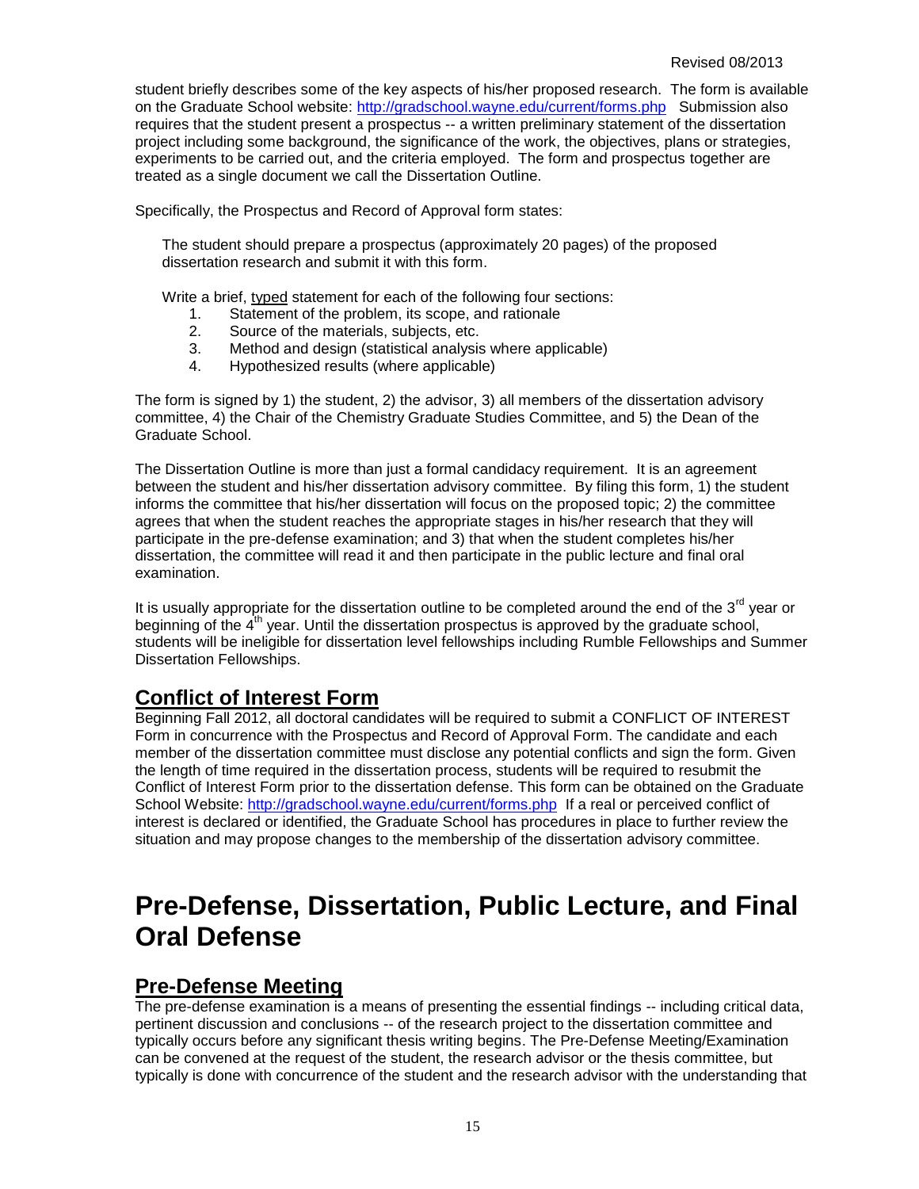student briefly describes some of the key aspects of his/her proposed research. The form is available on the Graduate School website: http://gradschool.wayne.edu/current/forms.php Submission also requires that the student present a prospectus -- a written preliminary statement of the dissertation project including some background, the significance of the work, the objectives, plans or strategies, experiments to be carried out, and the criteria employed. The form and prospectus together are treated as a single document we call the Dissertation Outline.

Specifically, the Prospectus and Record of Approval form states:

> The student should prepare a prospectus (approximately 20 pages) of the proposed dissertation research and submit it with this form.
>
> Write a brief, typed statement for each of the following four sections:
> 1. Statement of the problem, its scope, and rationale
> 2. Source of the materials, subjects, etc.
> 3. Method and design (statistical analysis where applicable)
> 4. Hypothesized results (where applicable)

The form is signed by 1) the student, 2) the advisor, 3) all members of the dissertation advisory committee, 4) the Chair of the Chemistry Graduate Studies Committee, and 5) the Dean of the Graduate School.

The Dissertation Outline is more than just a formal candidacy requirement. It is an agreement between the student and his/her dissertation advisory committee. By filing this form, 1) the student informs the committee that his/her dissertation will focus on the proposed topic; 2) the committee agrees that when the student reaches the appropriate stages in his/her research that they will participate in the pre-defense examination; and 3) that when the student completes his/her dissertation, the committee will read it and then participate in the public lecture and final oral examination.

It is usually appropriate for the dissertation outline to be completed around the end of the 3rd year or beginning of the 4th year. Until the dissertation prospectus is approved by the graduate school, students will be ineligible for dissertation level fellowships including Rumble Fellowships and Summer Dissertation Fellowships.

## Conflict of Interest Form

Beginning Fall 2012, all doctoral candidates will be required to submit a CONFLICT OF INTEREST Form in concurrence with the Prospectus and Record of Approval Form. The candidate and each member of the dissertation committee must disclose any potential conflicts and sign the form. Given the length of time required in the dissertation process, students will be required to resubmit the Conflict of Interest Form prior to the dissertation defense. This form can be obtained on the Graduate School Website: http://gradschool.wayne.edu/current/forms.php If a real or perceived conflict of interest is declared or identified, the Graduate School has procedures in place to further review the situation and may propose changes to the membership of the dissertation advisory committee.

# Pre-Defense, Dissertation, Public Lecture, and Final Oral Defense

## Pre-Defense Meeting

The pre-defense examination is a means of presenting the essential findings -- including critical data, pertinent discussion and conclusions -- of the research project to the dissertation committee and typically occurs before any significant thesis writing begins. The Pre-Defense Meeting/Examination can be convened at the request of the student, the research advisor or the thesis committee, but typically is done with concurrence of the student and the research advisor with the understanding that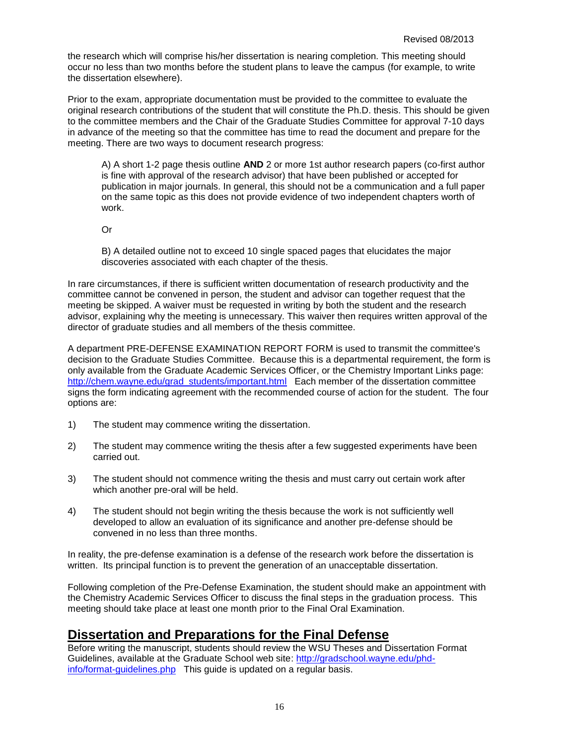the research which will comprise his/her dissertation is nearing completion. This meeting should occur no less than two months before the student plans to leave the campus (for example, to write the dissertation elsewhere).

Prior to the exam, appropriate documentation must be provided to the committee to evaluate the original research contributions of the student that will constitute the Ph.D. thesis. This should be given to the committee members and the Chair of the Graduate Studies Committee for approval 7-10 days in advance of the meeting so that the committee has time to read the document and prepare for the meeting. There are two ways to document research progress:

> A) A short 1-2 page thesis outline **AND** 2 or more 1st author research papers (co-first author is fine with approval of the research advisor) that have been published or accepted for publication in major journals. In general, this should not be a communication and a full paper on the same topic as this does not provide evidence of two independent chapters worth of work.
>
> Or
>
> B) A detailed outline not to exceed 10 single spaced pages that elucidates the major discoveries associated with each chapter of the thesis.

In rare circumstances, if there is sufficient written documentation of research productivity and the committee cannot be convened in person, the student and advisor can together request that the meeting be skipped. A waiver must be requested in writing by both the student and the research advisor, explaining why the meeting is unnecessary. This waiver then requires written approval of the director of graduate studies and all members of the thesis committee.

A department PRE-DEFENSE EXAMINATION REPORT FORM is used to transmit the committee's decision to the Graduate Studies Committee. Because this is a departmental requirement, the form is only available from the Graduate Academic Services Officer, or the Chemistry Important Links page: http://chem.wayne.edu/grad_students/important.html Each member of the dissertation committee signs the form indicating agreement with the recommended course of action for the student. The four options are:

1) The student may commence writing the dissertation.

2) The student may commence writing the thesis after a few suggested experiments have been carried out.

3) The student should not commence writing the thesis and must carry out certain work after which another pre-oral will be held.

4) The student should not begin writing the thesis because the work is not sufficiently well developed to allow an evaluation of its significance and another pre-defense should be convened in no less than three months.

In reality, the pre-defense examination is a defense of the research work before the dissertation is written. Its principal function is to prevent the generation of an unacceptable dissertation.

Following completion of the Pre-Defense Examination, the student should make an appointment with the Chemistry Academic Services Officer to discuss the final steps in the graduation process. This meeting should take place at least one month prior to the Final Oral Examination.

## Dissertation and Preparations for the Final Defense

Before writing the manuscript, students should review the WSU Theses and Dissertation Format Guidelines, available at the Graduate School web site: http://gradschool.wayne.edu/phd-info/format-guidelines.php This guide is updated on a regular basis.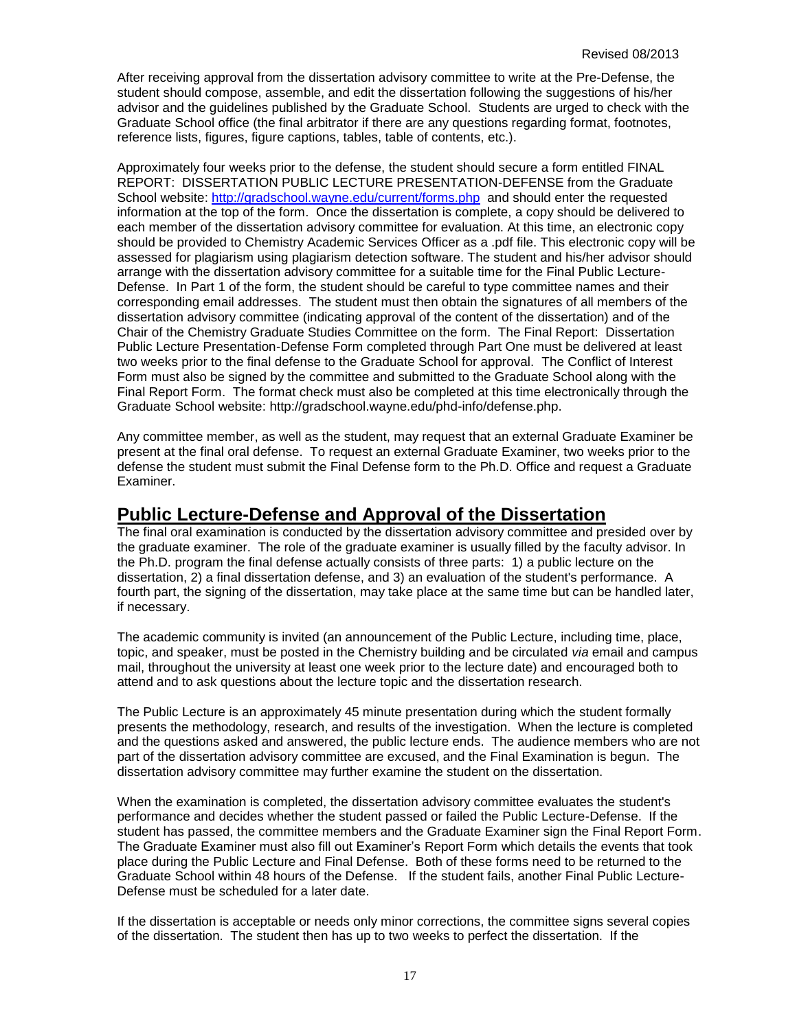After receiving approval from the dissertation advisory committee to write at the Pre-Defense, the student should compose, assemble, and edit the dissertation following the suggestions of his/her advisor and the guidelines published by the Graduate School. Students are urged to check with the Graduate School office (the final arbitrator if there are any questions regarding format, footnotes, reference lists, figures, figure captions, tables, table of contents, etc.).

Approximately four weeks prior to the defense, the student should secure a form entitled FINAL REPORT: DISSERTATION PUBLIC LECTURE PRESENTATION-DEFENSE from the Graduate School website: http://gradschool.wayne.edu/current/forms.php and should enter the requested information at the top of the form. Once the dissertation is complete, a copy should be delivered to each member of the dissertation advisory committee for evaluation. At this time, an electronic copy should be provided to Chemistry Academic Services Officer as a .pdf file. This electronic copy will be assessed for plagiarism using plagiarism detection software. The student and his/her advisor should arrange with the dissertation advisory committee for a suitable time for the Final Public Lecture-Defense. In Part 1 of the form, the student should be careful to type committee names and their corresponding email addresses. The student must then obtain the signatures of all members of the dissertation advisory committee (indicating approval of the content of the dissertation) and of the Chair of the Chemistry Graduate Studies Committee on the form. The Final Report: Dissertation Public Lecture Presentation-Defense Form completed through Part One must be delivered at least two weeks prior to the final defense to the Graduate School for approval. The Conflict of Interest Form must also be signed by the committee and submitted to the Graduate School along with the Final Report Form. The format check must also be completed at this time electronically through the Graduate School website: http://gradschool.wayne.edu/phd-info/defense.php.

Any committee member, as well as the student, may request that an external Graduate Examiner be present at the final oral defense. To request an external Graduate Examiner, two weeks prior to the defense the student must submit the Final Defense form to the Ph.D. Office and request a Graduate Examiner.

## Public Lecture-Defense and Approval of the Dissertation

The final oral examination is conducted by the dissertation advisory committee and presided over by the graduate examiner. The role of the graduate examiner is usually filled by the faculty advisor. In the Ph.D. program the final defense actually consists of three parts: 1) a public lecture on the dissertation, 2) a final dissertation defense, and 3) an evaluation of the student's performance. A fourth part, the signing of the dissertation, may take place at the same time but can be handled later, if necessary.

The academic community is invited (an announcement of the Public Lecture, including time, place, topic, and speaker, must be posted in the Chemistry building and be circulated *via* email and campus mail, throughout the university at least one week prior to the lecture date) and encouraged both to attend and to ask questions about the lecture topic and the dissertation research.

The Public Lecture is an approximately 45 minute presentation during which the student formally presents the methodology, research, and results of the investigation. When the lecture is completed and the questions asked and answered, the public lecture ends. The audience members who are not part of the dissertation advisory committee are excused, and the Final Examination is begun. The dissertation advisory committee may further examine the student on the dissertation.

When the examination is completed, the dissertation advisory committee evaluates the student's performance and decides whether the student passed or failed the Public Lecture-Defense. If the student has passed, the committee members and the Graduate Examiner sign the Final Report Form. The Graduate Examiner must also fill out Examiner's Report Form which details the events that took place during the Public Lecture and Final Defense. Both of these forms need to be returned to the Graduate School within 48 hours of the Defense. If the student fails, another Final Public Lecture-Defense must be scheduled for a later date.

If the dissertation is acceptable or needs only minor corrections, the committee signs several copies of the dissertation. The student then has up to two weeks to perfect the dissertation. If the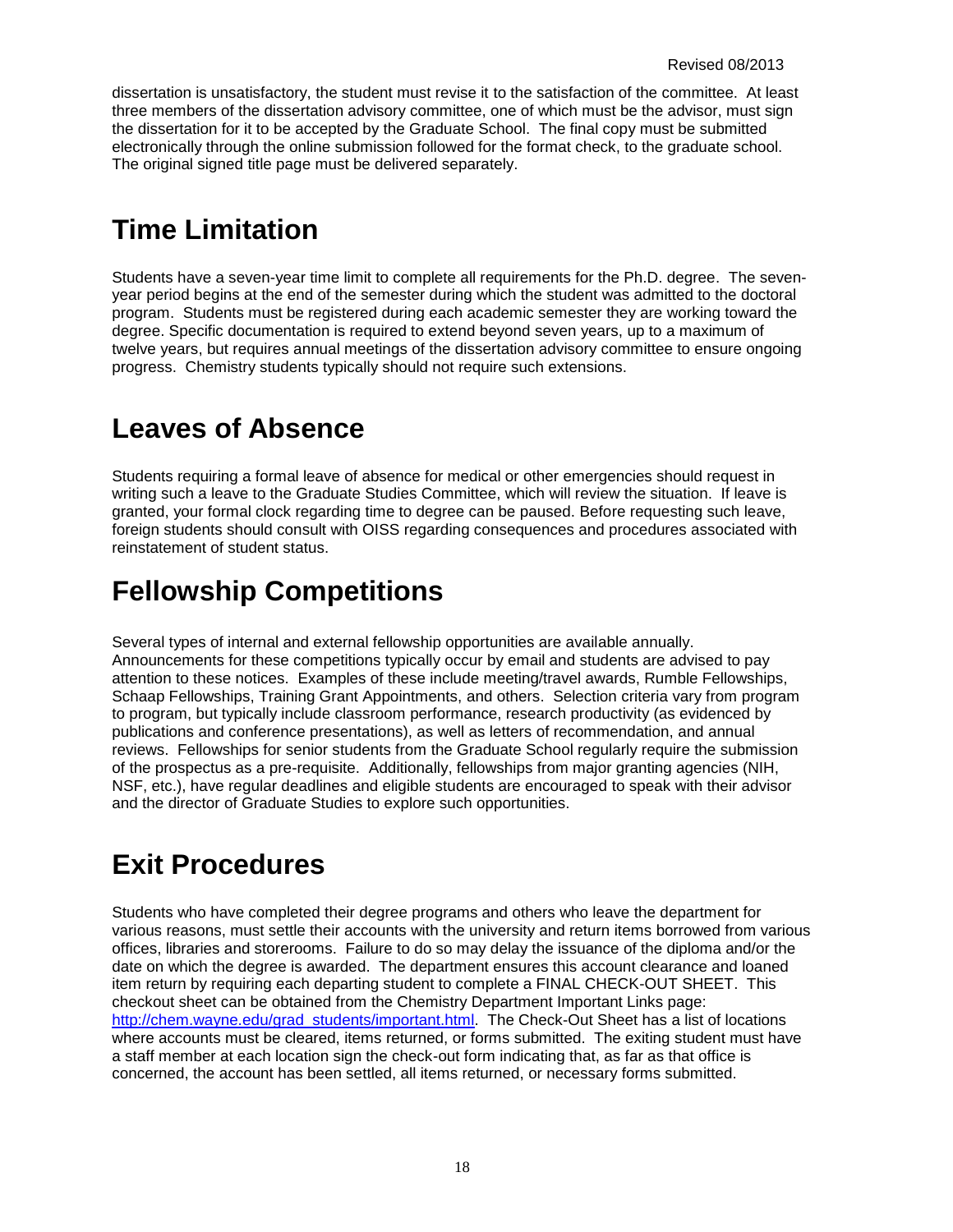dissertation is unsatisfactory, the student must revise it to the satisfaction of the committee. At least three members of the dissertation advisory committee, one of which must be the advisor, must sign the dissertation for it to be accepted by the Graduate School. The final copy must be submitted electronically through the online submission followed for the format check, to the graduate school. The original signed title page must be delivered separately.

# Time Limitation

Students have a seven-year time limit to complete all requirements for the Ph.D. degree. The seven-year period begins at the end of the semester during which the student was admitted to the doctoral program. Students must be registered during each academic semester they are working toward the degree. Specific documentation is required to extend beyond seven years, up to a maximum of twelve years, but requires annual meetings of the dissertation advisory committee to ensure ongoing progress. Chemistry students typically should not require such extensions.

# Leaves of Absence

Students requiring a formal leave of absence for medical or other emergencies should request in writing such a leave to the Graduate Studies Committee, which will review the situation. If leave is granted, your formal clock regarding time to degree can be paused. Before requesting such leave, foreign students should consult with OISS regarding consequences and procedures associated with reinstatement of student status.

# Fellowship Competitions

Several types of internal and external fellowship opportunities are available annually. Announcements for these competitions typically occur by email and students are advised to pay attention to these notices. Examples of these include meeting/travel awards, Rumble Fellowships, Schaap Fellowships, Training Grant Appointments, and others. Selection criteria vary from program to program, but typically include classroom performance, research productivity (as evidenced by publications and conference presentations), as well as letters of recommendation, and annual reviews. Fellowships for senior students from the Graduate School regularly require the submission of the prospectus as a pre-requisite. Additionally, fellowships from major granting agencies (NIH, NSF, etc.), have regular deadlines and eligible students are encouraged to speak with their advisor and the director of Graduate Studies to explore such opportunities.

# Exit Procedures

Students who have completed their degree programs and others who leave the department for various reasons, must settle their accounts with the university and return items borrowed from various offices, libraries and storerooms. Failure to do so may delay the issuance of the diploma and/or the date on which the degree is awarded. The department ensures this account clearance and loaned item return by requiring each departing student to complete a FINAL CHECK-OUT SHEET. This checkout sheet can be obtained from the Chemistry Department Important Links page: http://chem.wayne.edu/grad_students/important.html. The Check-Out Sheet has a list of locations where accounts must be cleared, items returned, or forms submitted. The exiting student must have a staff member at each location sign the check-out form indicating that, as far as that office is concerned, the account has been settled, all items returned, or necessary forms submitted.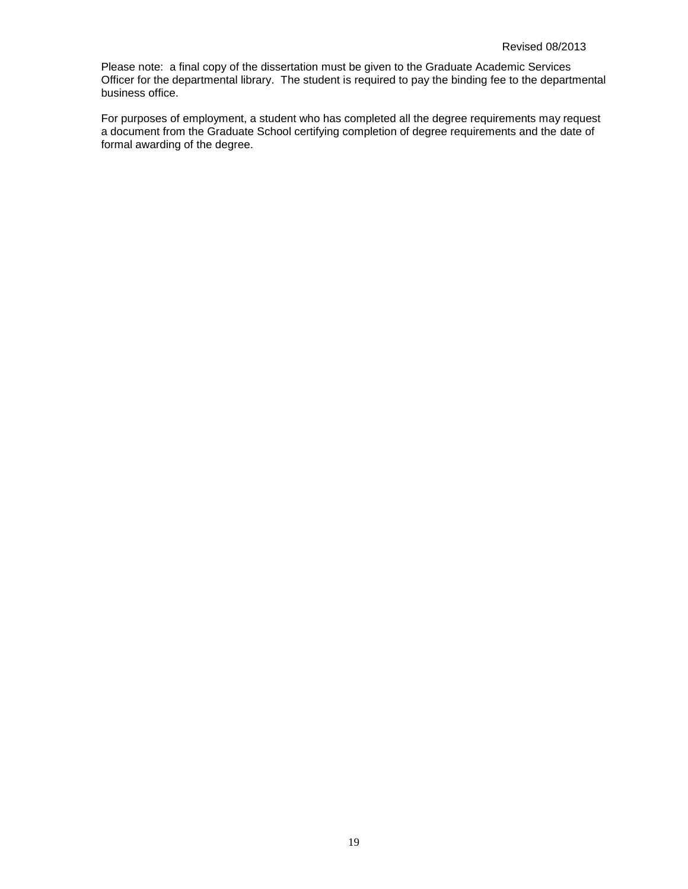Please note: a final copy of the dissertation must be given to the Graduate Academic Services Officer for the departmental library. The student is required to pay the binding fee to the departmental business office.

For purposes of employment, a student who has completed all the degree requirements may request a document from the Graduate School certifying completion of degree requirements and the date of formal awarding of the degree.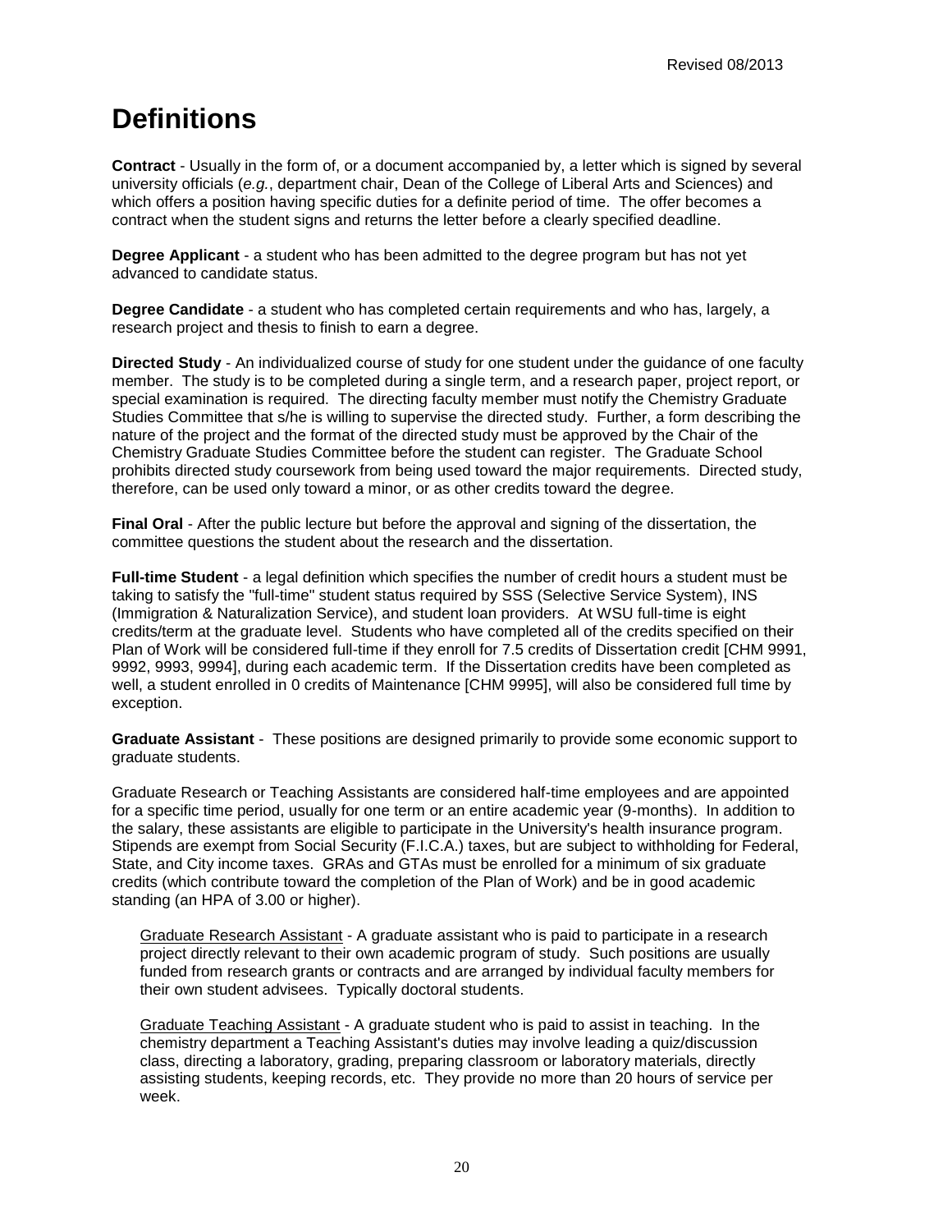# Definitions

**Contract** - Usually in the form of, or a document accompanied by, a letter which is signed by several university officials (*e.g.*, department chair, Dean of the College of Liberal Arts and Sciences) and which offers a position having specific duties for a definite period of time. The offer becomes a contract when the student signs and returns the letter before a clearly specified deadline.

**Degree Applicant** - a student who has been admitted to the degree program but has not yet advanced to candidate status.

**Degree Candidate** - a student who has completed certain requirements and who has, largely, a research project and thesis to finish to earn a degree.

**Directed Study** - An individualized course of study for one student under the guidance of one faculty member. The study is to be completed during a single term, and a research paper, project report, or special examination is required. The directing faculty member must notify the Chemistry Graduate Studies Committee that s/he is willing to supervise the directed study. Further, a form describing the nature of the project and the format of the directed study must be approved by the Chair of the Chemistry Graduate Studies Committee before the student can register. The Graduate School prohibits directed study coursework from being used toward the major requirements. Directed study, therefore, can be used only toward a minor, or as other credits toward the degree.

**Final Oral** - After the public lecture but before the approval and signing of the dissertation, the committee questions the student about the research and the dissertation.

**Full-time Student** - a legal definition which specifies the number of credit hours a student must be taking to satisfy the "full-time" student status required by SSS (Selective Service System), INS (Immigration & Naturalization Service), and student loan providers. At WSU full-time is eight credits/term at the graduate level. Students who have completed all of the credits specified on their Plan of Work will be considered full-time if they enroll for 7.5 credits of Dissertation credit [CHM 9991, 9992, 9993, 9994], during each academic term. If the Dissertation credits have been completed as well, a student enrolled in 0 credits of Maintenance [CHM 9995], will also be considered full time by exception.

**Graduate Assistant** - These positions are designed primarily to provide some economic support to graduate students.

Graduate Research or Teaching Assistants are considered half-time employees and are appointed for a specific time period, usually for one term or an entire academic year (9-months). In addition to the salary, these assistants are eligible to participate in the University's health insurance program. Stipends are exempt from Social Security (F.I.C.A.) taxes, but are subject to withholding for Federal, State, and City income taxes. GRAs and GTAs must be enrolled for a minimum of six graduate credits (which contribute toward the completion of the Plan of Work) and be in good academic standing (an HPA of 3.00 or higher).

> Graduate Research Assistant - A graduate assistant who is paid to participate in a research project directly relevant to their own academic program of study. Such positions are usually funded from research grants or contracts and are arranged by individual faculty members for their own student advisees. Typically doctoral students.
>
> Graduate Teaching Assistant - A graduate student who is paid to assist in teaching. In the chemistry department a Teaching Assistant's duties may involve leading a quiz/discussion class, directing a laboratory, grading, preparing classroom or laboratory materials, directly assisting students, keeping records, etc. They provide no more than 20 hours of service per week.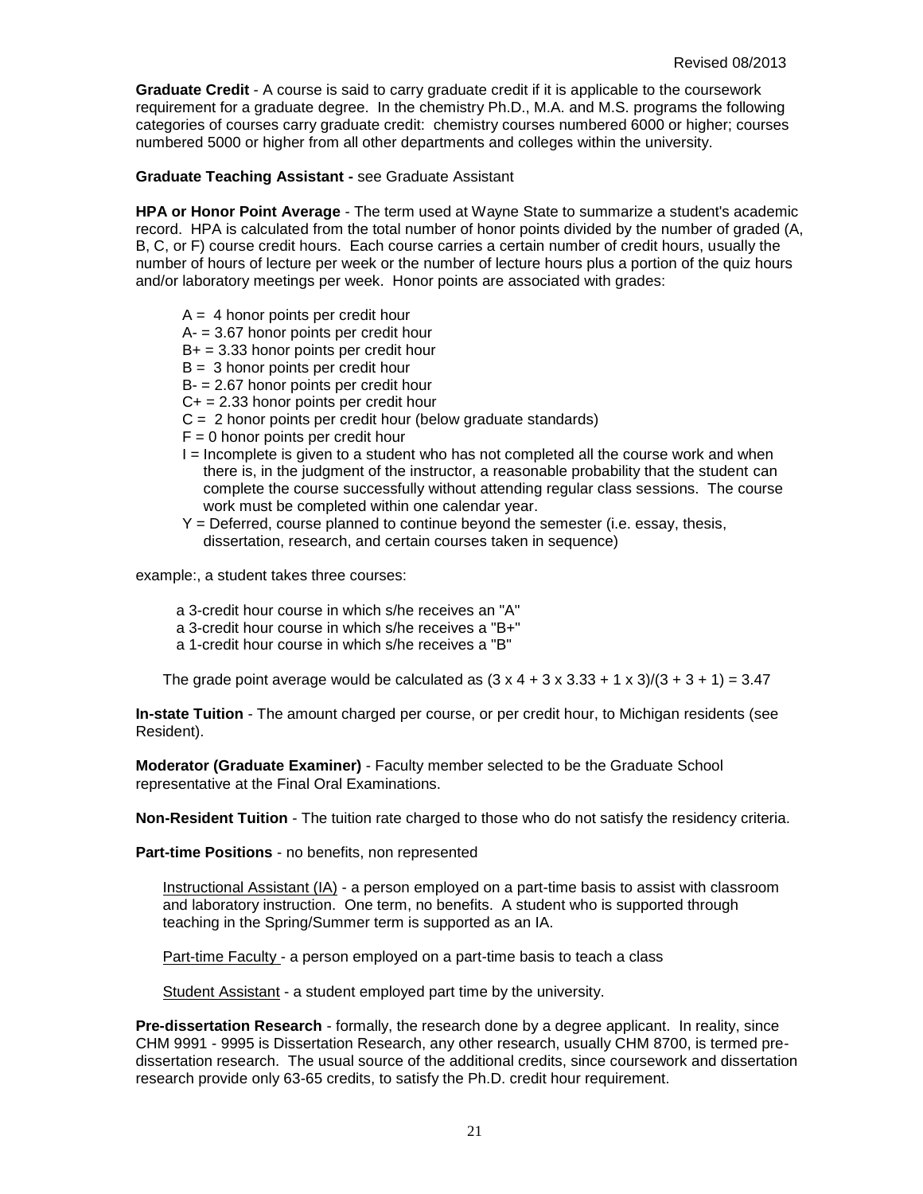Revised 08/2013

**Graduate Credit** - A course is said to carry graduate credit if it is applicable to the coursework requirement for a graduate degree. In the chemistry Ph.D., M.A. and M.S. programs the following categories of courses carry graduate credit: chemistry courses numbered 6000 or higher; courses numbered 5000 or higher from all other departments and colleges within the university.

**Graduate Teaching Assistant -** see Graduate Assistant

**HPA or Honor Point Average** - The term used at Wayne State to summarize a student's academic record. HPA is calculated from the total number of honor points divided by the number of graded (A, B, C, or F) course credit hours. Each course carries a certain number of credit hours, usually the number of hours of lecture per week or the number of lecture hours plus a portion of the quiz hours and/or laboratory meetings per week. Honor points are associated with grades:

- A = 4 honor points per credit hour
- A- = 3.67 honor points per credit hour
- B+ = 3.33 honor points per credit hour
- B = 3 honor points per credit hour
- B- = 2.67 honor points per credit hour
- C+ = 2.33 honor points per credit hour
- C = 2 honor points per credit hour (below graduate standards)
- F = 0 honor points per credit hour
- I = Incomplete is given to a student who has not completed all the course work and when there is, in the judgment of the instructor, a reasonable probability that the student can complete the course successfully without attending regular class sessions. The course work must be completed within one calendar year.
- Y = Deferred, course planned to continue beyond the semester (i.e. essay, thesis, dissertation, research, and certain courses taken in sequence)

example:, a student takes three courses:

- a 3-credit hour course in which s/he receives an "A"
- a 3-credit hour course in which s/he receives a "B+"
- a 1-credit hour course in which s/he receives a "B"

The grade point average would be calculated as $(3 \times 4 + 3 \times 3.33 + 1 \times 3)/(3 + 3 + 1) = 3.47$

**In-state Tuition** - The amount charged per course, or per credit hour, to Michigan residents (see Resident).

**Moderator (Graduate Examiner)** - Faculty member selected to be the Graduate School representative at the Final Oral Examinations.

**Non-Resident Tuition** - The tuition rate charged to those who do not satisfy the residency criteria.

**Part-time Positions** - no benefits, non represented

Instructional Assistant (IA) - a person employed on a part-time basis to assist with classroom and laboratory instruction. One term, no benefits. A student who is supported through teaching in the Spring/Summer term is supported as an IA.

Part-time Faculty - a person employed on a part-time basis to teach a class

Student Assistant - a student employed part time by the university.

**Pre-dissertation Research** - formally, the research done by a degree applicant. In reality, since CHM 9991 - 9995 is Dissertation Research, any other research, usually CHM 8700, is termed pre-dissertation research. The usual source of the additional credits, since coursework and dissertation research provide only 63-65 credits, to satisfy the Ph.D. credit hour requirement.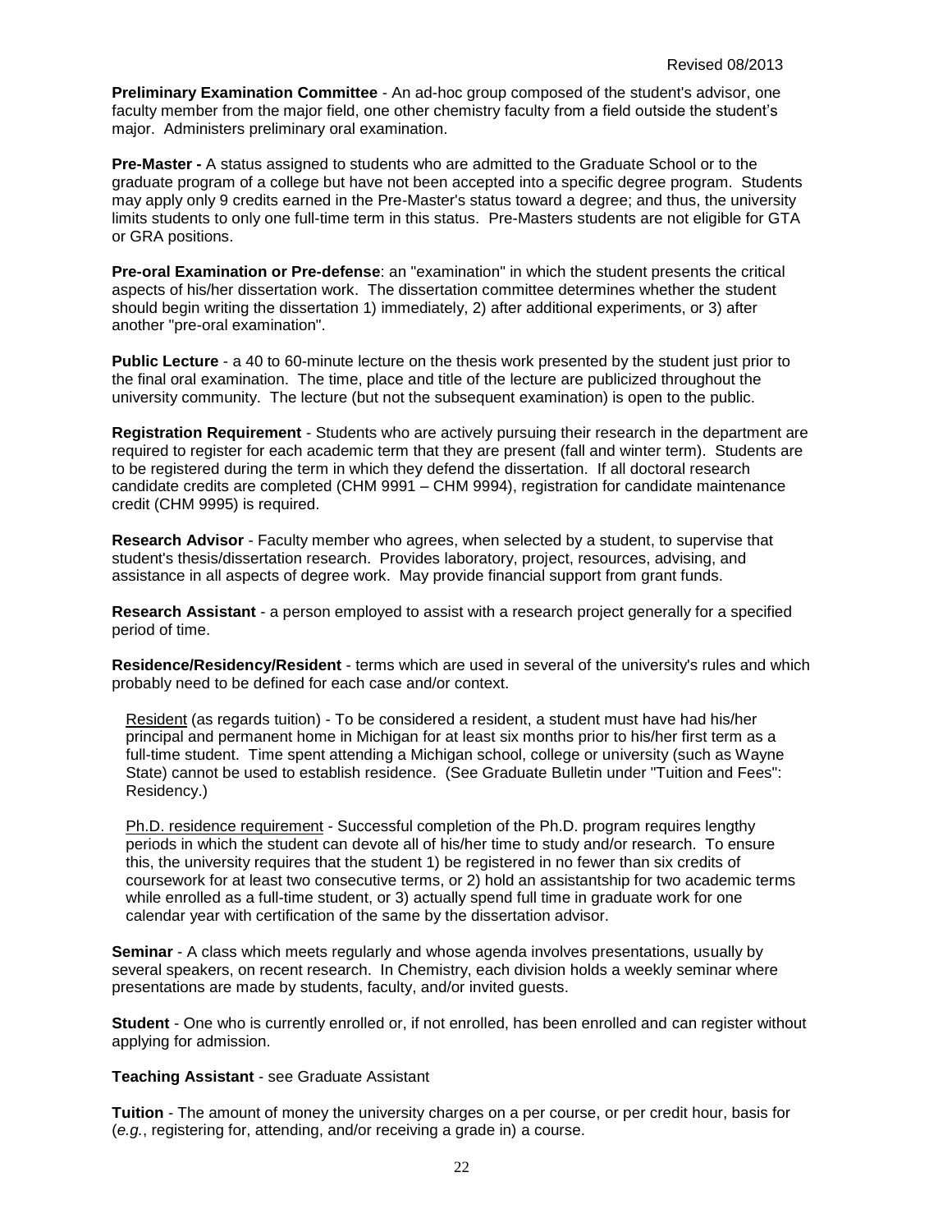**Preliminary Examination Committee** - An ad-hoc group composed of the student's advisor, one faculty member from the major field, one other chemistry faculty from a field outside the student's major. Administers preliminary oral examination.

**Pre-Master -** A status assigned to students who are admitted to the Graduate School or to the graduate program of a college but have not been accepted into a specific degree program. Students may apply only 9 credits earned in the Pre-Master's status toward a degree; and thus, the university limits students to only one full-time term in this status. Pre-Masters students are not eligible for GTA or GRA positions.

**Pre-oral Examination or Pre-defense**: an "examination" in which the student presents the critical aspects of his/her dissertation work. The dissertation committee determines whether the student should begin writing the dissertation 1) immediately, 2) after additional experiments, or 3) after another "pre-oral examination".

**Public Lecture** - a 40 to 60-minute lecture on the thesis work presented by the student just prior to the final oral examination. The time, place and title of the lecture are publicized throughout the university community. The lecture (but not the subsequent examination) is open to the public.

**Registration Requirement** - Students who are actively pursuing their research in the department are required to register for each academic term that they are present (fall and winter term). Students are to be registered during the term in which they defend the dissertation. If all doctoral research candidate credits are completed (CHM 9991 – CHM 9994), registration for candidate maintenance credit (CHM 9995) is required.

**Research Advisor** - Faculty member who agrees, when selected by a student, to supervise that student's thesis/dissertation research. Provides laboratory, project, resources, advising, and assistance in all aspects of degree work. May provide financial support from grant funds.

**Research Assistant** - a person employed to assist with a research project generally for a specified period of time.

**Residence/Residency/Resident** - terms which are used in several of the university's rules and which probably need to be defined for each case and/or context.

Resident (as regards tuition) - To be considered a resident, a student must have had his/her principal and permanent home in Michigan for at least six months prior to his/her first term as a full-time student. Time spent attending a Michigan school, college or university (such as Wayne State) cannot be used to establish residence. (See Graduate Bulletin under "Tuition and Fees": Residency.)

Ph.D. residence requirement - Successful completion of the Ph.D. program requires lengthy periods in which the student can devote all of his/her time to study and/or research. To ensure this, the university requires that the student 1) be registered in no fewer than six credits of coursework for at least two consecutive terms, or 2) hold an assistantship for two academic terms while enrolled as a full-time student, or 3) actually spend full time in graduate work for one calendar year with certification of the same by the dissertation advisor.

**Seminar** - A class which meets regularly and whose agenda involves presentations, usually by several speakers, on recent research. In Chemistry, each division holds a weekly seminar where presentations are made by students, faculty, and/or invited guests.

**Student** - One who is currently enrolled or, if not enrolled, has been enrolled and can register without applying for admission.

**Teaching Assistant** - see Graduate Assistant

**Tuition** - The amount of money the university charges on a per course, or per credit hour, basis for (*e.g.*, registering for, attending, and/or receiving a grade in) a course.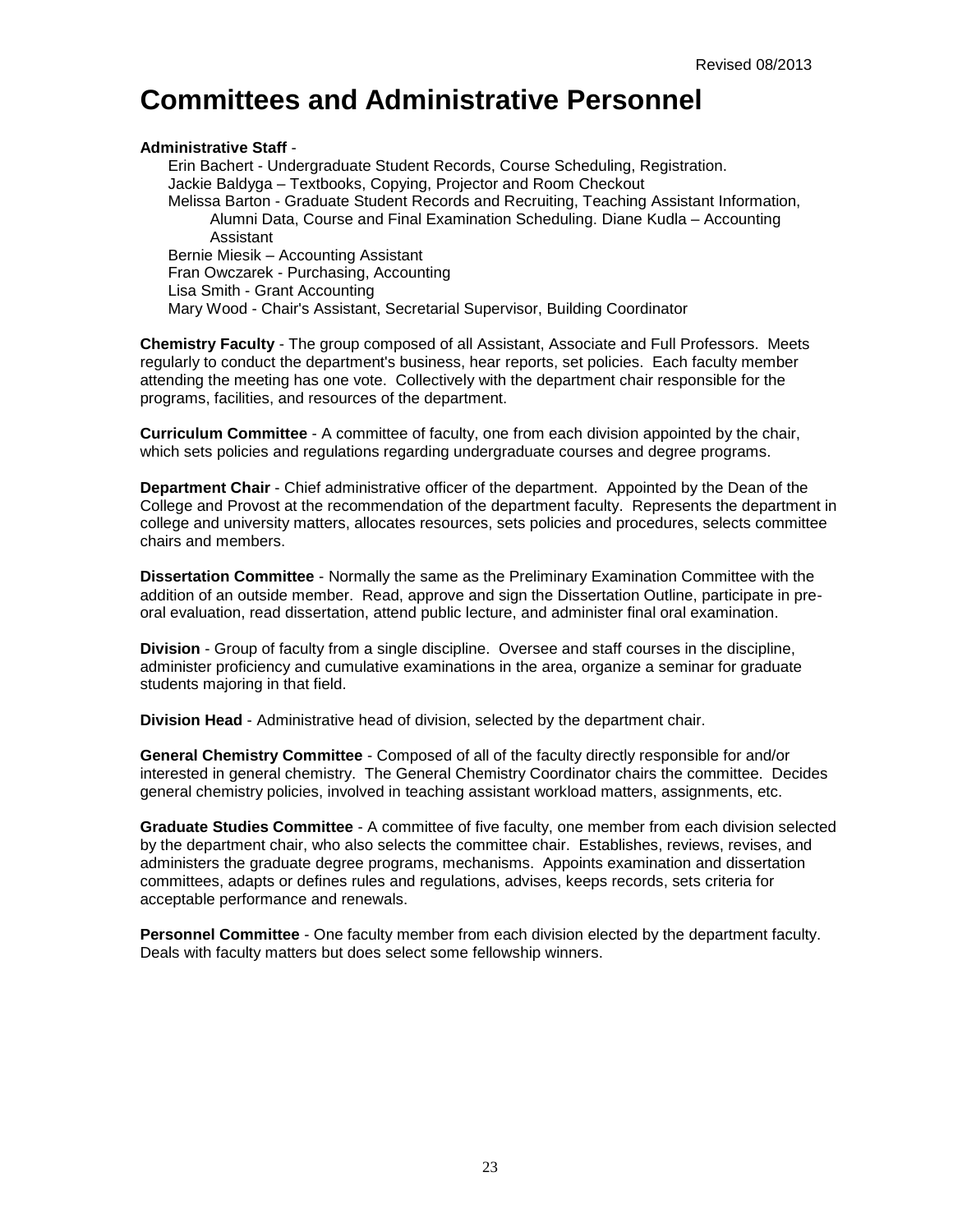Revised 08/2013

# Committees and Administrative Personnel

**Administrative Staff** -

Erin Bachert - Undergraduate Student Records, Course Scheduling, Registration.
Jackie Baldyga – Textbooks, Copying, Projector and Room Checkout
Melissa Barton - Graduate Student Records and Recruiting, Teaching Assistant Information, Alumni Data, Course and Final Examination Scheduling. Diane Kudla – Accounting Assistant
Bernie Miesik – Accounting Assistant
Fran Owczarek - Purchasing, Accounting
Lisa Smith - Grant Accounting
Mary Wood - Chair's Assistant, Secretarial Supervisor, Building Coordinator

**Chemistry Faculty** - The group composed of all Assistant, Associate and Full Professors. Meets regularly to conduct the department's business, hear reports, set policies. Each faculty member attending the meeting has one vote. Collectively with the department chair responsible for the programs, facilities, and resources of the department.

**Curriculum Committee** - A committee of faculty, one from each division appointed by the chair, which sets policies and regulations regarding undergraduate courses and degree programs.

**Department Chair** - Chief administrative officer of the department. Appointed by the Dean of the College and Provost at the recommendation of the department faculty. Represents the department in college and university matters, allocates resources, sets policies and procedures, selects committee chairs and members.

**Dissertation Committee** - Normally the same as the Preliminary Examination Committee with the addition of an outside member. Read, approve and sign the Dissertation Outline, participate in pre-oral evaluation, read dissertation, attend public lecture, and administer final oral examination.

**Division** - Group of faculty from a single discipline. Oversee and staff courses in the discipline, administer proficiency and cumulative examinations in the area, organize a seminar for graduate students majoring in that field.

**Division Head** - Administrative head of division, selected by the department chair.

**General Chemistry Committee** - Composed of all of the faculty directly responsible for and/or interested in general chemistry. The General Chemistry Coordinator chairs the committee. Decides general chemistry policies, involved in teaching assistant workload matters, assignments, etc.

**Graduate Studies Committee** - A committee of five faculty, one member from each division selected by the department chair, who also selects the committee chair. Establishes, reviews, revises, and administers the graduate degree programs, mechanisms. Appoints examination and dissertation committees, adapts or defines rules and regulations, advises, keeps records, sets criteria for acceptable performance and renewals.

**Personnel Committee** - One faculty member from each division elected by the department faculty. Deals with faculty matters but does select some fellowship winners.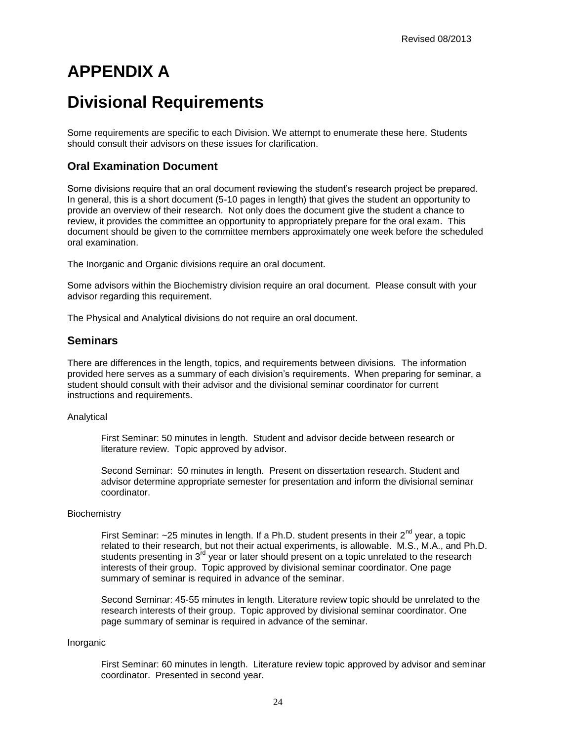# APPENDIX A

# Divisional Requirements

Some requirements are specific to each Division. We attempt to enumerate these here. Students should consult their advisors on these issues for clarification.

## Oral Examination Document

Some divisions require that an oral document reviewing the student's research project be prepared. In general, this is a short document (5-10 pages in length) that gives the student an opportunity to provide an overview of their research. Not only does the document give the student a chance to review, it provides the committee an opportunity to appropriately prepare for the oral exam. This document should be given to the committee members approximately one week before the scheduled oral examination.

The Inorganic and Organic divisions require an oral document.

Some advisors within the Biochemistry division require an oral document. Please consult with your advisor regarding this requirement.

The Physical and Analytical divisions do not require an oral document.

## Seminars

There are differences in the length, topics, and requirements between divisions. The information provided here serves as a summary of each division's requirements. When preparing for seminar, a student should consult with their advisor and the divisional seminar coordinator for current instructions and requirements.

Analytical

> First Seminar: 50 minutes in length. Student and advisor decide between research or literature review. Topic approved by advisor.
>
> Second Seminar: 50 minutes in length. Present on dissertation research. Student and advisor determine appropriate semester for presentation and inform the divisional seminar coordinator.

Biochemistry

> First Seminar: ~25 minutes in length. If a Ph.D. student presents in their 2nd year, a topic related to their research, but not their actual experiments, is allowable. M.S., M.A., and Ph.D. students presenting in 3rd year or later should present on a topic unrelated to the research interests of their group. Topic approved by divisional seminar coordinator. One page summary of seminar is required in advance of the seminar.
>
> Second Seminar: 45-55 minutes in length. Literature review topic should be unrelated to the research interests of their group. Topic approved by divisional seminar coordinator. One page summary of seminar is required in advance of the seminar.

Inorganic

> First Seminar: 60 minutes in length. Literature review topic approved by advisor and seminar coordinator. Presented in second year.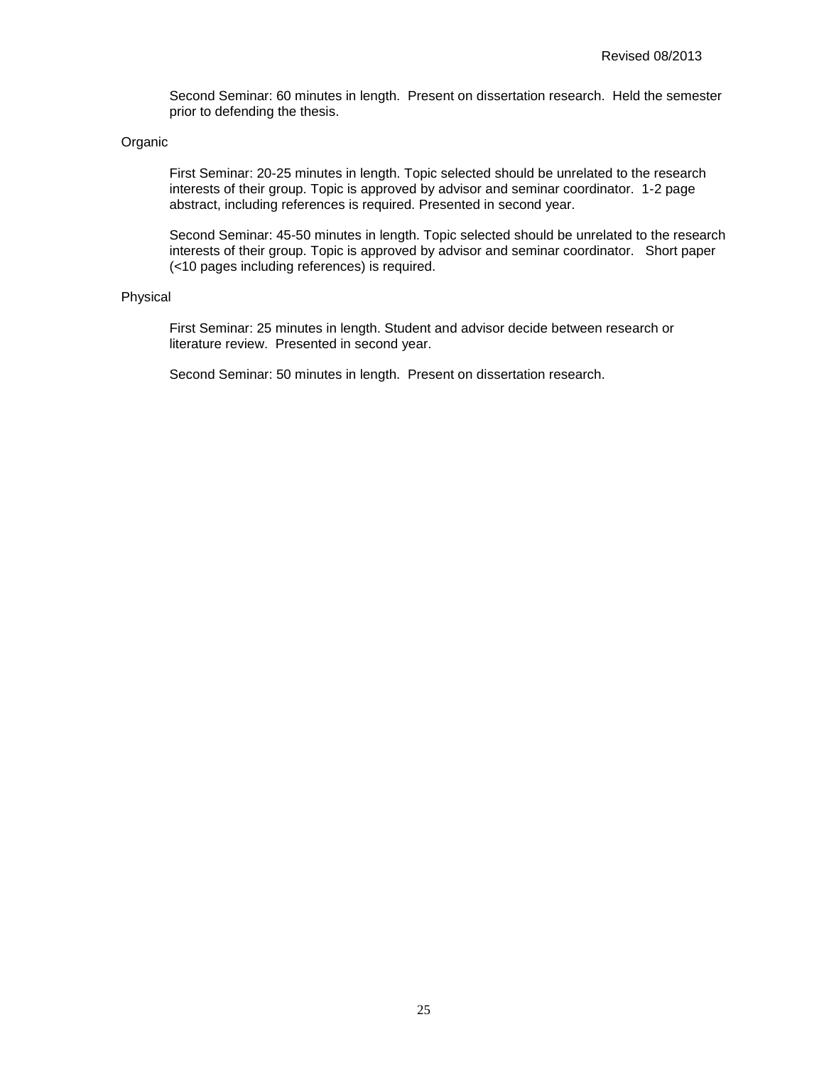Second Seminar: 60 minutes in length. Present on dissertation research. Held the semester prior to defending the thesis.

Organic

First Seminar: 20-25 minutes in length. Topic selected should be unrelated to the research interests of their group. Topic is approved by advisor and seminar coordinator. 1-2 page abstract, including references is required. Presented in second year.

Second Seminar: 45-50 minutes in length. Topic selected should be unrelated to the research interests of their group. Topic is approved by advisor and seminar coordinator. Short paper (<10 pages including references) is required.

Physical

First Seminar: 25 minutes in length. Student and advisor decide between research or literature review. Presented in second year.

Second Seminar: 50 minutes in length. Present on dissertation research.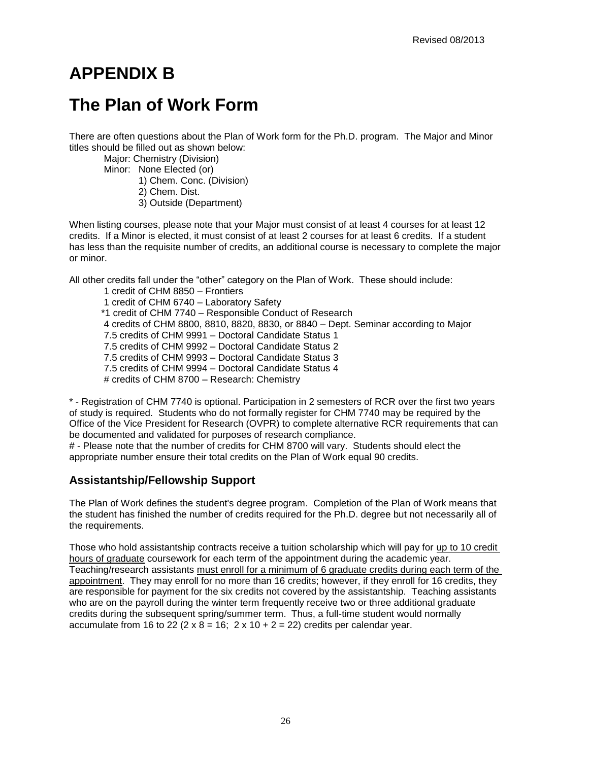# APPENDIX B

# The Plan of Work Form

There are often questions about the Plan of Work form for the Ph.D. program. The Major and Minor titles should be filled out as shown below:

Major: Chemistry (Division)
Minor: None Elected (or)
1) Chem. Conc. (Division)
2) Chem. Dist.
3) Outside (Department)

When listing courses, please note that your Major must consist of at least 4 courses for at least 12 credits. If a Minor is elected, it must consist of at least 2 courses for at least 6 credits. If a student has less than the requisite number of credits, an additional course is necessary to complete the major or minor.

All other credits fall under the "other" category on the Plan of Work. These should include:

1 credit of CHM 8850 – Frontiers
1 credit of CHM 6740 – Laboratory Safety
*1 credit of CHM 7740 – Responsible Conduct of Research
4 credits of CHM 8800, 8810, 8820, 8830, or 8840 – Dept. Seminar according to Major
7.5 credits of CHM 9991 – Doctoral Candidate Status 1
7.5 credits of CHM 9992 – Doctoral Candidate Status 2
7.5 credits of CHM 9993 – Doctoral Candidate Status 3
7.5 credits of CHM 9994 – Doctoral Candidate Status 4
# credits of CHM 8700 – Research: Chemistry

* - Registration of CHM 7740 is optional. Participation in 2 semesters of RCR over the first two years of study is required. Students who do not formally register for CHM 7740 may be required by the Office of the Vice President for Research (OVPR) to complete alternative RCR requirements that can be documented and validated for purposes of research compliance.
# - Please note that the number of credits for CHM 8700 will vary. Students should elect the appropriate number ensure their total credits on the Plan of Work equal 90 credits.

## Assistantship/Fellowship Support

The Plan of Work defines the student's degree program. Completion of the Plan of Work means that the student has finished the number of credits required for the Ph.D. degree but not necessarily all of the requirements.

Those who hold assistantship contracts receive a tuition scholarship which will pay for <u>up to 10 credit hours of graduate</u> coursework for each term of the appointment during the academic year. Teaching/research assistants <u>must enroll for a minimum of 6 graduate credits during each term of the appointment</u>. They may enroll for no more than 16 credits; however, if they enroll for 16 credits, they are responsible for payment for the six credits not covered by the assistantship. Teaching assistants who are on the payroll during the winter term frequently receive two or three additional graduate credits during the subsequent spring/summer term. Thus, a full-time student would normally accumulate from 16 to 22 ($2 \times 8 = 16$; $2 \times 10 + 2 = 22$) credits per calendar year.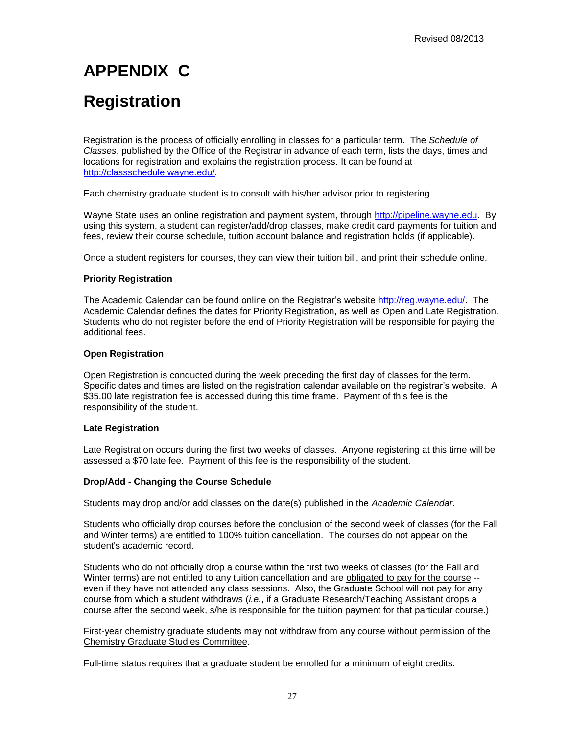# APPENDIX C

# Registration

Registration is the process of officially enrolling in classes for a particular term. The *Schedule of Classes*, published by the Office of the Registrar in advance of each term, lists the days, times and locations for registration and explains the registration process. It can be found at http://classschedule.wayne.edu/.

Each chemistry graduate student is to consult with his/her advisor prior to registering.

Wayne State uses an online registration and payment system, through http://pipeline.wayne.edu. By using this system, a student can register/add/drop classes, make credit card payments for tuition and fees, review their course schedule, tuition account balance and registration holds (if applicable).

Once a student registers for courses, they can view their tuition bill, and print their schedule online.

**Priority Registration**

The Academic Calendar can be found online on the Registrar's website http://reg.wayne.edu/. The Academic Calendar defines the dates for Priority Registration, as well as Open and Late Registration. Students who do not register before the end of Priority Registration will be responsible for paying the additional fees.

**Open Registration**

Open Registration is conducted during the week preceding the first day of classes for the term. Specific dates and times are listed on the registration calendar available on the registrar's website. A $35.00 late registration fee is accessed during this time frame. Payment of this fee is the responsibility of the student.

**Late Registration**

Late Registration occurs during the first two weeks of classes. Anyone registering at this time will be assessed a $70 late fee. Payment of this fee is the responsibility of the student.

**Drop/Add - Changing the Course Schedule**

Students may drop and/or add classes on the date(s) published in the *Academic Calendar*.

Students who officially drop courses before the conclusion of the second week of classes (for the Fall and Winter terms) are entitled to 100% tuition cancellation. The courses do not appear on the student's academic record.

Students who do not officially drop a course within the first two weeks of classes (for the Fall and Winter terms) are not entitled to any tuition cancellation and are obligated to pay for the course -- even if they have not attended any class sessions. Also, the Graduate School will not pay for any course from which a student withdraws (*i.e.*, if a Graduate Research/Teaching Assistant drops a course after the second week, s/he is responsible for the tuition payment for that particular course.)

First-year chemistry graduate students may not withdraw from any course without permission of the Chemistry Graduate Studies Committee.

Full-time status requires that a graduate student be enrolled for a minimum of eight credits.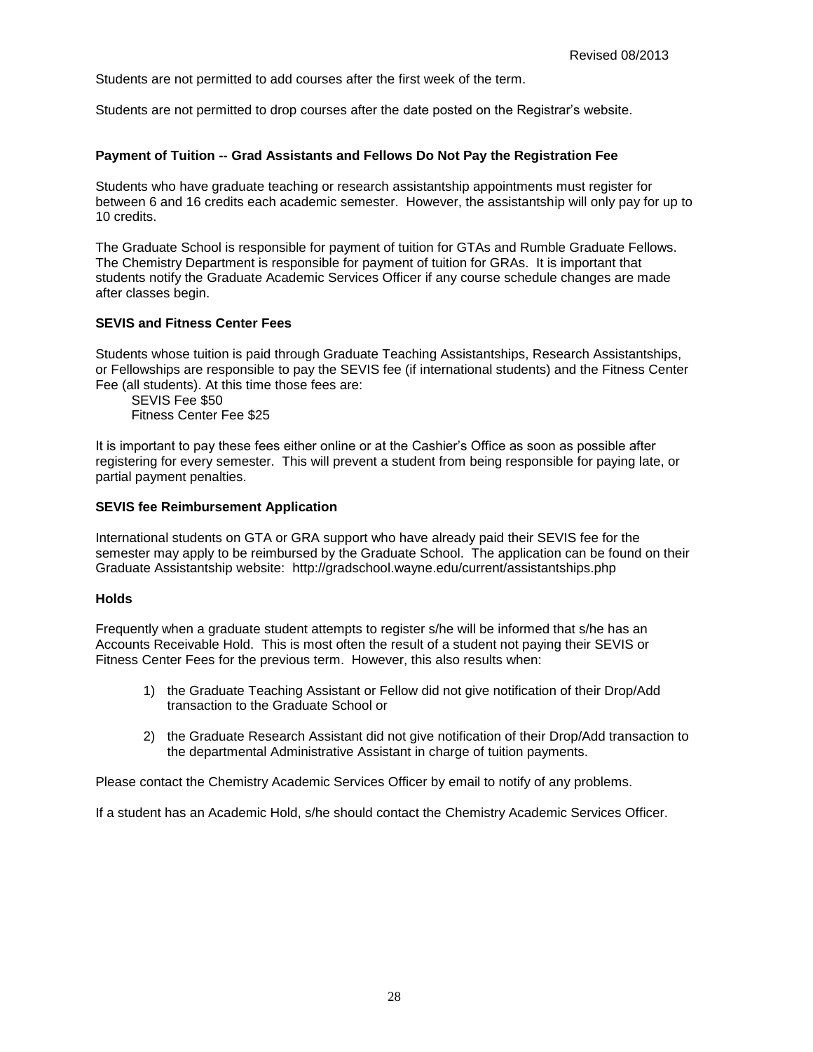Students are not permitted to add courses after the first week of the term.

Students are not permitted to drop courses after the date posted on the Registrar's website.

### Payment of Tuition -- Grad Assistants and Fellows Do Not Pay the Registration Fee

Students who have graduate teaching or research assistantship appointments must register for between 6 and 16 credits each academic semester. However, the assistantship will only pay for up to 10 credits.

The Graduate School is responsible for payment of tuition for GTAs and Rumble Graduate Fellows. The Chemistry Department is responsible for payment of tuition for GRAs. It is important that students notify the Graduate Academic Services Officer if any course schedule changes are made after classes begin.

### SEVIS and Fitness Center Fees

Students whose tuition is paid through Graduate Teaching Assistantships, Research Assistantships, or Fellowships are responsible to pay the SEVIS fee (if international students) and the Fitness Center Fee (all students). At this time those fees are:

SEVIS Fee $50
Fitness Center Fee $25

It is important to pay these fees either online or at the Cashier's Office as soon as possible after registering for every semester. This will prevent a student from being responsible for paying late, or partial payment penalties.

### SEVIS fee Reimbursement Application

International students on GTA or GRA support who have already paid their SEVIS fee for the semester may apply to be reimbursed by the Graduate School. The application can be found on their Graduate Assistantship website: http://gradschool.wayne.edu/current/assistantships.php

### Holds

Frequently when a graduate student attempts to register s/he will be informed that s/he has an Accounts Receivable Hold. This is most often the result of a student not paying their SEVIS or Fitness Center Fees for the previous term. However, this also results when:

1) the Graduate Teaching Assistant or Fellow did not give notification of their Drop/Add transaction to the Graduate School or

2) the Graduate Research Assistant did not give notification of their Drop/Add transaction to the departmental Administrative Assistant in charge of tuition payments.

Please contact the Chemistry Academic Services Officer by email to notify of any problems.

If a student has an Academic Hold, s/he should contact the Chemistry Academic Services Officer.